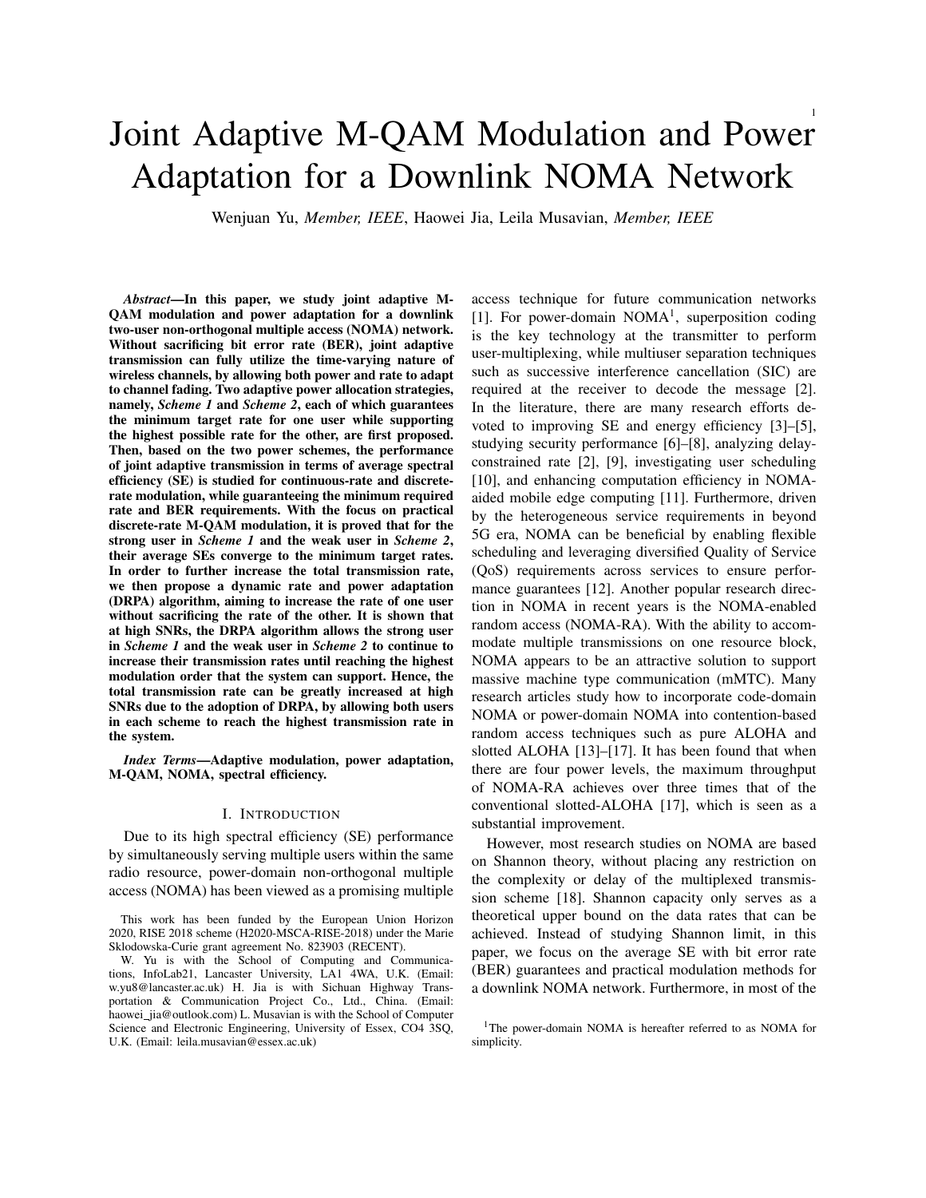# Joint Adaptive M-QAM Modulation and Power Adaptation for a Downlink NOMA Network

Wenjuan Yu, *Member, IEEE*, Haowei Jia, Leila Musavian, *Member, IEEE*

***Abstract*—In this paper, we study joint adaptive M-QAM modulation and power adaptation for a downlink two-user non-orthogonal multiple access (NOMA) network. Without sacrificing bit error rate (BER), joint adaptive transmission can fully utilize the time-varying nature of wireless channels, by allowing both power and rate to adapt to channel fading. Two adaptive power allocation strategies, namely, *Scheme 1* and *Scheme 2*, each of which guarantees the minimum target rate for one user while supporting the highest possible rate for the other, are first proposed. Then, based on the two power schemes, the performance of joint adaptive transmission in terms of average spectral efficiency (SE) is studied for continuous-rate and discrete-rate modulation, while guaranteeing the minimum required rate and BER requirements. With the focus on practical discrete-rate M-QAM modulation, it is proved that for the strong user in *Scheme 1* and the weak user in *Scheme 2*, their average SEs converge to the minimum target rates. In order to further increase the total transmission rate, we then propose a dynamic rate and power adaptation (DRPA) algorithm, aiming to increase the rate of one user without sacrificing the rate of the other. It is shown that at high SNRs, the DRPA algorithm allows the strong user in *Scheme 1* and the weak user in *Scheme 2* to continue to increase their transmission rates until reaching the highest modulation order that the system can support. Hence, the total transmission rate can be greatly increased at high SNRs due to the adoption of DRPA, by allowing both users in each scheme to reach the highest transmission rate in the system.**

***Index Terms*—Adaptive modulation, power adaptation, M-QAM, NOMA, spectral efficiency.**

## I. Introduction

Due to its high spectral efficiency (SE) performance by simultaneously serving multiple users within the same radio resource, power-domain non-orthogonal multiple access (NOMA) has been viewed as a promising multiple access technique for future communication networks [1]. For power-domain NOMA[1], superposition coding is the key technology at the transmitter to perform user-multiplexing, while multiuser separation techniques such as successive interference cancellation (SIC) are required at the receiver to decode the message [2]. In the literature, there are many research efforts devoted to improving SE and energy efficiency [3]–[5], studying security performance [6]–[8], analyzing delay-constrained rate [2], [9], investigating user scheduling [10], and enhancing computation efficiency in NOMA-aided mobile edge computing [11]. Furthermore, driven by the heterogeneous service requirements in beyond 5G era, NOMA can be beneficial by enabling flexible scheduling and leveraging diversified Quality of Service (QoS) requirements across services to ensure performance guarantees [12]. Another popular research direction in NOMA in recent years is the NOMA-enabled random access (NOMA-RA). With the ability to accommodate multiple transmissions on one resource block, NOMA appears to be an attractive solution to support massive machine type communication (mMTC). Many research articles study how to incorporate code-domain NOMA or power-domain NOMA into contention-based random access techniques such as pure ALOHA and slotted ALOHA [13]–[17]. It has been found that when there are four power levels, the maximum throughput of NOMA-RA achieves over three times that of the conventional slotted-ALOHA [17], which is seen as a substantial improvement.

However, most research studies on NOMA are based on Shannon theory, without placing any restriction on the complexity or delay of the multiplexed transmission scheme [18]. Shannon capacity only serves as a theoretical upper bound on the data rates that can be achieved. Instead of studying Shannon limit, in this paper, we focus on the average SE with bit error rate (BER) guarantees and practical modulation methods for a downlink NOMA network. Furthermore, in most of the

This work has been funded by the European Union Horizon 2020, RISE 2018 scheme (H2020-MSCA-RISE-2018) under the Marie Sklodowska-Curie grant agreement No. 823903 (RECENT).

W. Yu is with the School of Computing and Communications, InfoLab21, Lancaster University, LA1 4WA, U.K. (Email: w.yu8@lancaster.ac.uk) H. Jia is with Sichuan Highway Transportation & Communication Project Co., Ltd., China. (Email: haowei_jia@outlook.com) L. Musavian is with the School of Computer Science and Electronic Engineering, University of Essex, CO4 3SQ, U.K. (Email: leila.musavian@essex.ac.uk)

[1]The power-domain NOMA is hereafter referred to as NOMA for simplicity.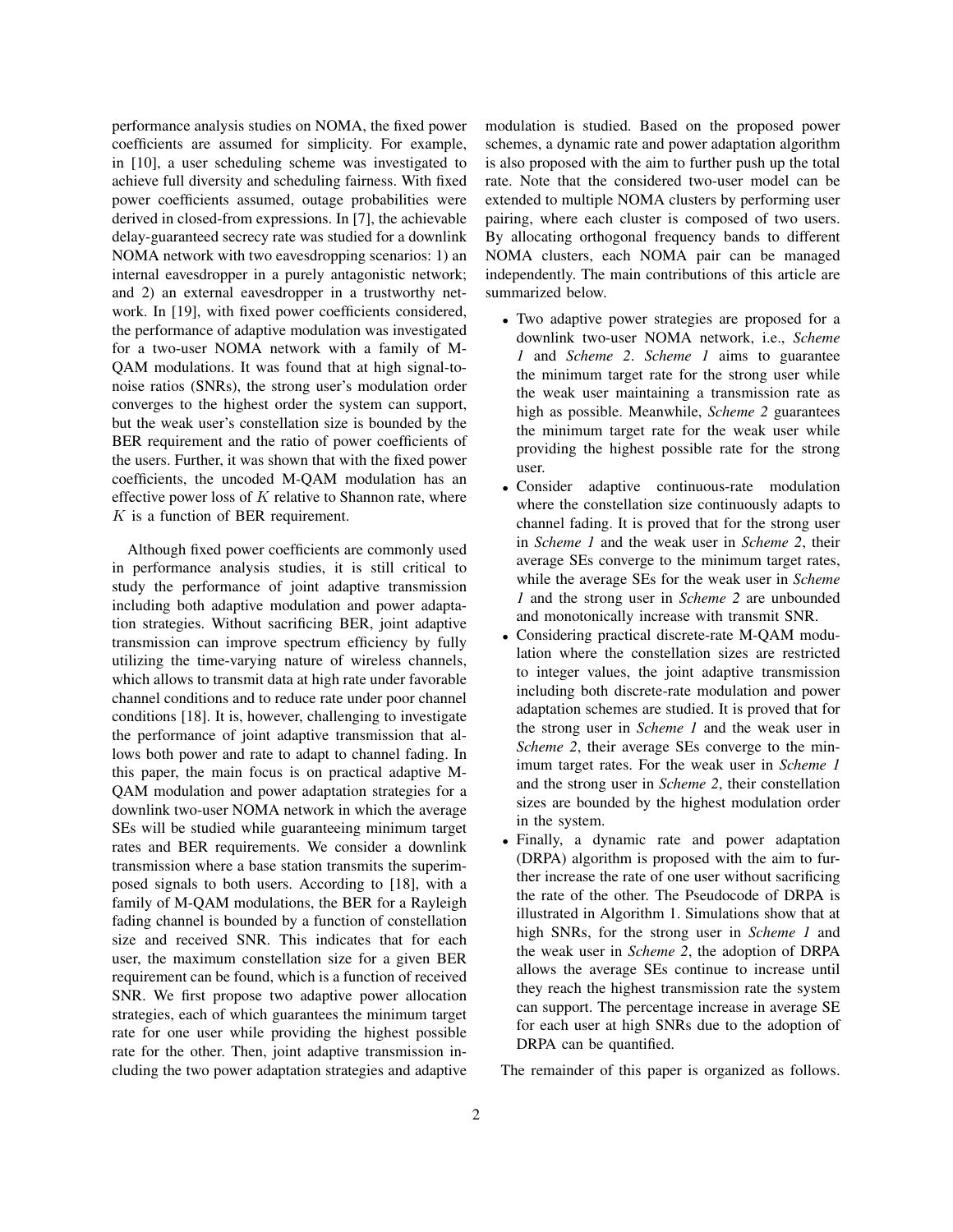performance analysis studies on NOMA, the fixed power coefficients are assumed for simplicity. For example, in [10], a user scheduling scheme was investigated to achieve full diversity and scheduling fairness. With fixed power coefficients assumed, outage probabilities were derived in closed-from expressions. In [7], the achievable delay-guaranteed secrecy rate was studied for a downlink NOMA network with two eavesdropping scenarios: 1) an internal eavesdropper in a purely antagonistic network; and 2) an external eavesdropper in a trustworthy network. In [19], with fixed power coefficients considered, the performance of adaptive modulation was investigated for a two-user NOMA network with a family of M-QAM modulations. It was found that at high signal-to-noise ratios (SNRs), the strong user's modulation order converges to the highest order the system can support, but the weak user's constellation size is bounded by the BER requirement and the ratio of power coefficients of the users. Further, it was shown that with the fixed power coefficients, the uncoded M-QAM modulation has an effective power loss of $K$ relative to Shannon rate, where $K$ is a function of BER requirement.

Although fixed power coefficients are commonly used in performance analysis studies, it is still critical to study the performance of joint adaptive transmission including both adaptive modulation and power adaptation strategies. Without sacrificing BER, joint adaptive transmission can improve spectrum efficiency by fully utilizing the time-varying nature of wireless channels, which allows to transmit data at high rate under favorable channel conditions and to reduce rate under poor channel conditions [18]. It is, however, challenging to investigate the performance of joint adaptive transmission that allows both power and rate to adapt to channel fading. In this paper, the main focus is on practical adaptive M-QAM modulation and power adaptation strategies for a downlink two-user NOMA network in which the average SEs will be studied while guaranteeing minimum target rates and BER requirements. We consider a downlink transmission where a base station transmits the superimposed signals to both users. According to [18], with a family of M-QAM modulations, the BER for a Rayleigh fading channel is bounded by a function of constellation size and received SNR. This indicates that for each user, the maximum constellation size for a given BER requirement can be found, which is a function of received SNR. We first propose two adaptive power allocation strategies, each of which guarantees the minimum target rate for one user while providing the highest possible rate for the other. Then, joint adaptive transmission including the two power adaptation strategies and adaptive modulation is studied. Based on the proposed power schemes, a dynamic rate and power adaptation algorithm is also proposed with the aim to further push up the total rate. Note that the considered two-user model can be extended to multiple NOMA clusters by performing user pairing, where each cluster is composed of two users. By allocating orthogonal frequency bands to different NOMA clusters, each NOMA pair can be managed independently. The main contributions of this article are summarized below.

- Two adaptive power strategies are proposed for a downlink two-user NOMA network, i.e., *Scheme 1* and *Scheme 2*. *Scheme 1* aims to guarantee the minimum target rate for the strong user while the weak user maintaining a transmission rate as high as possible. Meanwhile, *Scheme 2* guarantees the minimum target rate for the weak user while providing the highest possible rate for the strong user.
- Consider adaptive continuous-rate modulation where the constellation size continuously adapts to channel fading. It is proved that for the strong user in *Scheme 1* and the weak user in *Scheme 2*, their average SEs converge to the minimum target rates, while the average SEs for the weak user in *Scheme 1* and the strong user in *Scheme 2* are unbounded and monotonically increase with transmit SNR.
- Considering practical discrete-rate M-QAM modulation where the constellation sizes are restricted to integer values, the joint adaptive transmission including both discrete-rate modulation and power adaptation schemes are studied. It is proved that for the strong user in *Scheme 1* and the weak user in *Scheme 2*, their average SEs converge to the minimum target rates. For the weak user in *Scheme 1* and the strong user in *Scheme 2*, their constellation sizes are bounded by the highest modulation order in the system.
- Finally, a dynamic rate and power adaptation (DRPA) algorithm is proposed with the aim to further increase the rate of one user without sacrificing the rate of the other. The Pseudocode of DRPA is illustrated in Algorithm 1. Simulations show that at high SNRs, for the strong user in *Scheme 1* and the weak user in *Scheme 2*, the adoption of DRPA allows the average SEs continue to increase until they reach the highest transmission rate the system can support. The percentage increase in average SE for each user at high SNRs due to the adoption of DRPA can be quantified.

The remainder of this paper is organized as follows.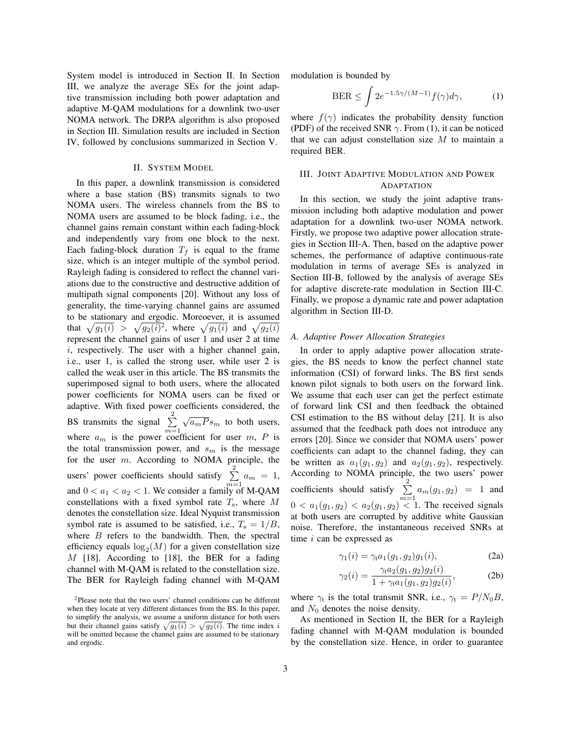System model is introduced in Section II. In Section III, we analyze the average SEs for the joint adaptive transmission including both power adaptation and adaptive M-QAM modulations for a downlink two-user NOMA network. The DRPA algorithm is also proposed in Section III. Simulation results are included in Section IV, followed by conclusions summarized in Section V.

## II. System Model

In this paper, a downlink transmission is considered where a base station (BS) transmits signals to two NOMA users. The wireless channels from the BS to NOMA users are assumed to be block fading, i.e., the channel gains remain constant within each fading-block and independently vary from one block to the next. Each fading-block duration $T_f$ is equal to the frame size, which is an integer multiple of the symbol period. Rayleigh fading is considered to reflect the channel variations due to the constructive and destructive addition of multipath signal components [20]. Without any loss of generality, the time-varying channel gains are assumed to be stationary and ergodic. Moreoever, it is assumed that $\sqrt{g_1(i)} > \sqrt{g_2(i)}$[2], where $\sqrt{g_1(i)}$ and $\sqrt{g_2(i)}$ represent the channel gains of user 1 and user 2 at time $i$, respectively. The user with a higher channel gain, i.e., user 1, is called the strong user, while user 2 is called the weak user in this article. The BS transmits the superimposed signal to both users, where the allocated power coefficients for NOMA users can be fixed or adaptive. With fixed power coefficients considered, the BS transmits the signal $\sum_{m=1}^{2} \sqrt{a_m P} s_m$ to both users, where $a_m$ is the power coefficient for user $m$, $P$ is the total transmission power, and $s_m$ is the message for the user $m$. According to NOMA principle, the users' power coefficients should satisfy $\sum_{m=1}^{2} a_m = 1$, and $0 < a_1 < a_2 < 1$. We consider a family of M-QAM constellations with a fixed symbol rate $T_\mathrm{s}$, where $M$ denotes the constellation size. Ideal Nyquist transmission symbol rate is assumed to be satisfied, i.e., $T_\mathrm{s} = 1/B$, where $B$ refers to the bandwidth. Then, the spectral efficiency equals $\log_2(M)$ for a given constellation size $M$ [18]. According to [18], the BER for a fading channel with M-QAM is related to the constellation size. The BER for Rayleigh fading channel with M-QAM modulation is bounded by

$$\mathrm{BER} \leq \int 2e^{-1.5\gamma/(M-1)} f(\gamma) d\gamma, \tag{1}$$

where $f(\gamma)$ indicates the probability density function (PDF) of the received SNR $\gamma$. From (1), it can be noticed that we can adjust constellation size $M$ to maintain a required BER.

## III. Joint Adaptive Modulation and Power Adaptation

In this section, we study the joint adaptive transmission including both adaptive modulation and power adaptation for a downlink two-user NOMA network. Firstly, we propose two adaptive power allocation strategies in Section III-A. Then, based on the adaptive power schemes, the performance of adaptive continuous-rate modulation in terms of average SEs is analyzed in Section III-B, followed by the analysis of average SEs for adaptive discrete-rate modulation in Section III-C. Finally, we propose a dynamic rate and power adaptation algorithm in Section III-D.

### A. Adaptive Power Allocation Strategies

In order to apply adaptive power allocation strategies, the BS needs to know the perfect channel state information (CSI) of forward links. The BS first sends known pilot signals to both users on the forward link. We assume that each user can get the perfect estimate of forward link CSI and then feedback the obtained CSI estimation to the BS without delay [21]. It is also assumed that the feedback path does not introduce any errors [20]. Since we consider that NOMA users' power coefficients can adapt to the channel fading, they can be written as $a_1(g_1, g_2)$ and $a_2(g_1, g_2)$, respectively. According to NOMA principle, the two users' power coefficients should satisfy $\sum_{m=1}^{2} a_m(g_1, g_2) = 1$ and $0 < a_1(g_1, g_2) < a_2(g_1, g_2) < 1$. The received signals at both users are corrupted by additive white Gaussian noise. Therefore, the instantaneous received SNRs at time $i$ can be expressed as

$$\gamma_1(i) = \gamma_\mathrm{t} a_1(g_1, g_2) g_1(i), \tag{2a}$$

$$\gamma_2(i) = \frac{\gamma_\mathrm{t} a_2(g_1, g_2) g_2(i)}{1 + \gamma_\mathrm{t} a_1(g_1, g_2) g_2(i)}, \tag{2b}$$

where $\gamma_\mathrm{t}$ is the total transmit SNR, i.e., $\gamma_\mathrm{t} = P/N_0 B$, and $N_0$ denotes the noise density.

As mentioned in Section II, the BER for a Rayleigh fading channel with M-QAM modulation is bounded by the constellation size. Hence, in order to guarantee

[2] Please note that the two users' channel conditions can be different when they locate at very different distances from the BS. In this paper, to simplify the analysis, we assume a uniform distance for both users but their channel gains satisfy $\sqrt{g_1(i)} > \sqrt{g_2(i)}$. The time index $i$ will be omitted because the channel gains are assumed to be stationary and ergodic.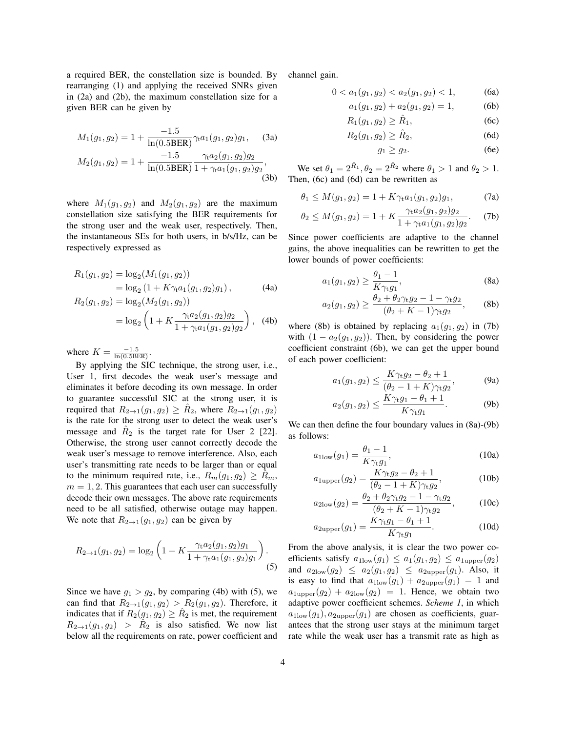a required BER, the constellation size is bounded. By rearranging (1) and applying the received SNRs given in (2a) and (2b), the maximum constellation size for a given BER can be given by

$$M_1(g_1, g_2) = 1 + \frac{-1.5}{\ln(0.5\text{BER})}\gamma_t a_1(g_1, g_2)g_1, \quad \text{(3a)}$$

$$M_2(g_1, g_2) = 1 + \frac{-1.5}{\ln(0.5\text{BER})}\frac{\gamma_t a_2(g_1, g_2)g_2}{1 + \gamma_t a_1(g_1, g_2)g_2}, \quad \text{(3b)}$$

where $M_1(g_1, g_2)$ and $M_2(g_1, g_2)$ are the maximum constellation size satisfying the BER requirements for the strong user and the weak user, respectively. Then, the instantaneous SEs for both users, in b/s/Hz, can be respectively expressed as

$$\begin{aligned} R_1(g_1, g_2) &= \log_2(M_1(g_1, g_2)) \\ &= \log_2(1 + K\gamma_t a_1(g_1, g_2)g_1), \end{aligned} \quad \text{(4a)}$$

$$\begin{aligned} R_2(g_1, g_2) &= \log_2(M_2(g_1, g_2)) \\ &= \log_2\left(1 + K\frac{\gamma_t a_2(g_1, g_2)g_2}{1 + \gamma_t a_1(g_1, g_2)g_2}\right), \end{aligned} \quad \text{(4b)}$$

where $K = \frac{-1.5}{\ln(0.5\text{BER})}$.

By applying the SIC technique, the strong user, i.e., User 1, first decodes the weak user's message and eliminates it before decoding its own message. In order to guarantee successful SIC at the strong user, it is required that $R_{2\to1}(g_1, g_2) \geq \hat{R}_2$, where $R_{2\to1}(g_1, g_2)$ is the rate for the strong user to detect the weak user's message and $\hat{R}_2$ is the target rate for User 2 [22]. Otherwise, the strong user cannot correctly decode the weak user's message to remove interference. Also, each user's transmitting rate needs to be larger than or equal to the minimum required rate, i.e., $R_m(g_1, g_2) \geq \hat{R}_m$, $m = 1, 2$. This guarantees that each user can successfully decode their own messages. The above rate requirements need to be all satisfied, otherwise outage may happen. We note that $R_{2\to1}(g_1, g_2)$ can be given by

$$R_{2\to1}(g_1, g_2) = \log_2\left(1 + K\frac{\gamma_t a_2(g_1, g_2)g_1}{1 + \gamma_t a_1(g_1, g_2)g_1}\right). \quad \text{(5)}$$

Since we have $g_1 > g_2$, by comparing (4b) with (5), we can find that $R_{2\to1}(g_1, g_2) > R_2(g_1, g_2)$. Therefore, it indicates that if $R_2(g_1, g_2) \geq \hat{R}_2$ is met, the requirement $R_{2\to1}(g_1, g_2) > \hat{R}_2$ is also satisfied. We now list below all the requirements on rate, power coefficient and channel gain.

$$0 < a_1(g_1, g_2) < a_2(g_1, g_2) < 1, \quad \text{(6a)}$$

$$a_1(g_1, g_2) + a_2(g_1, g_2) = 1, \quad \text{(6b)}$$

$$R_1(g_1, g_2) \geq \hat{R}_1, \quad \text{(6c)}$$

$$R_2(g_1, g_2) \geq \hat{R}_2, \quad \text{(6d)}$$

$$g_1 \geq g_2. \quad \text{(6e)}$$

We set $\theta_1 = 2^{\hat{R}_1}, \theta_2 = 2^{\hat{R}_2}$ where $\theta_1 > 1$ and $\theta_2 > 1$. Then, (6c) and (6d) can be rewritten as

$$\theta_1 \leq M(g_1, g_2) = 1 + K\gamma_t a_1(g_1, g_2)g_1, \quad \text{(7a)}$$

$$\theta_2 \leq M(g_1, g_2) = 1 + K\frac{\gamma_t a_2(g_1, g_2)g_2}{1 + \gamma_t a_1(g_1, g_2)g_2}. \quad \text{(7b)}$$

Since power coefficients are adaptive to the channel gains, the above inequalities can be rewritten to get the lower bounds of power coefficients:

$$a_1(g_1, g_2) \geq \frac{\theta_1 - 1}{K\gamma_t g_1}, \quad \text{(8a)}$$

$$a_2(g_1, g_2) \geq \frac{\theta_2 + \theta_2\gamma_t g_2 - 1 - \gamma_t g_2}{(\theta_2 + K - 1)\gamma_t g_2}, \quad \text{(8b)}$$

where (8b) is obtained by replacing $a_1(g_1, g_2)$ in (7b) with $(1 - a_2(g_1, g_2))$. Then, by considering the power coefficient constraint (6b), we can get the upper bound of each power coefficient:

$$a_1(g_1, g_2) \leq \frac{K\gamma_t g_2 - \theta_2 + 1}{(\theta_2 - 1 + K)\gamma_t g_2}, \quad \text{(9a)}$$

$$a_2(g_1, g_2) \leq \frac{K\gamma_t g_1 - \theta_1 + 1}{K\gamma_t g_1}. \quad \text{(9b)}$$

We can then define the four boundary values in (8a)-(9b) as follows:

$$a_{1\text{low}}(g_1) = \frac{\theta_1 - 1}{K\gamma_t g_1}, \quad \text{(10a)}$$

$$a_{1\text{upper}}(g_2) = \frac{K\gamma_t g_2 - \theta_2 + 1}{(\theta_2 - 1 + K)\gamma_t g_2}, \quad \text{(10b)}$$

$$a_{2\text{low}}(g_2) = \frac{\theta_2 + \theta_2\gamma_t g_2 - 1 - \gamma_t g_2}{(\theta_2 + K - 1)\gamma_t g_2}, \quad \text{(10c)}$$

$$a_{2\text{upper}}(g_1) = \frac{K\gamma_t g_1 - \theta_1 + 1}{K\gamma_t g_1}. \quad \text{(10d)}$$

From the above analysis, it is clear the two power coefficients satisfy $a_{1\text{low}}(g_1) \leq a_1(g_1, g_2) \leq a_{1\text{upper}}(g_2)$ and $a_{2\text{low}}(g_2) \leq a_2(g_1, g_2) \leq a_{2\text{upper}}(g_1)$. Also, it is easy to find that $a_{1\text{low}}(g_1) + a_{2\text{upper}}(g_1) = 1$ and $a_{1\text{upper}}(g_2) + a_{2\text{low}}(g_2) = 1$. Hence, we obtain two adaptive power coefficient schemes. *Scheme 1*, in which $a_{1\text{low}}(g_1), a_{2\text{upper}}(g_1)$ are chosen as coefficients, guarantees that the strong user stays at the minimum target rate while the weak user has a transmit rate as high as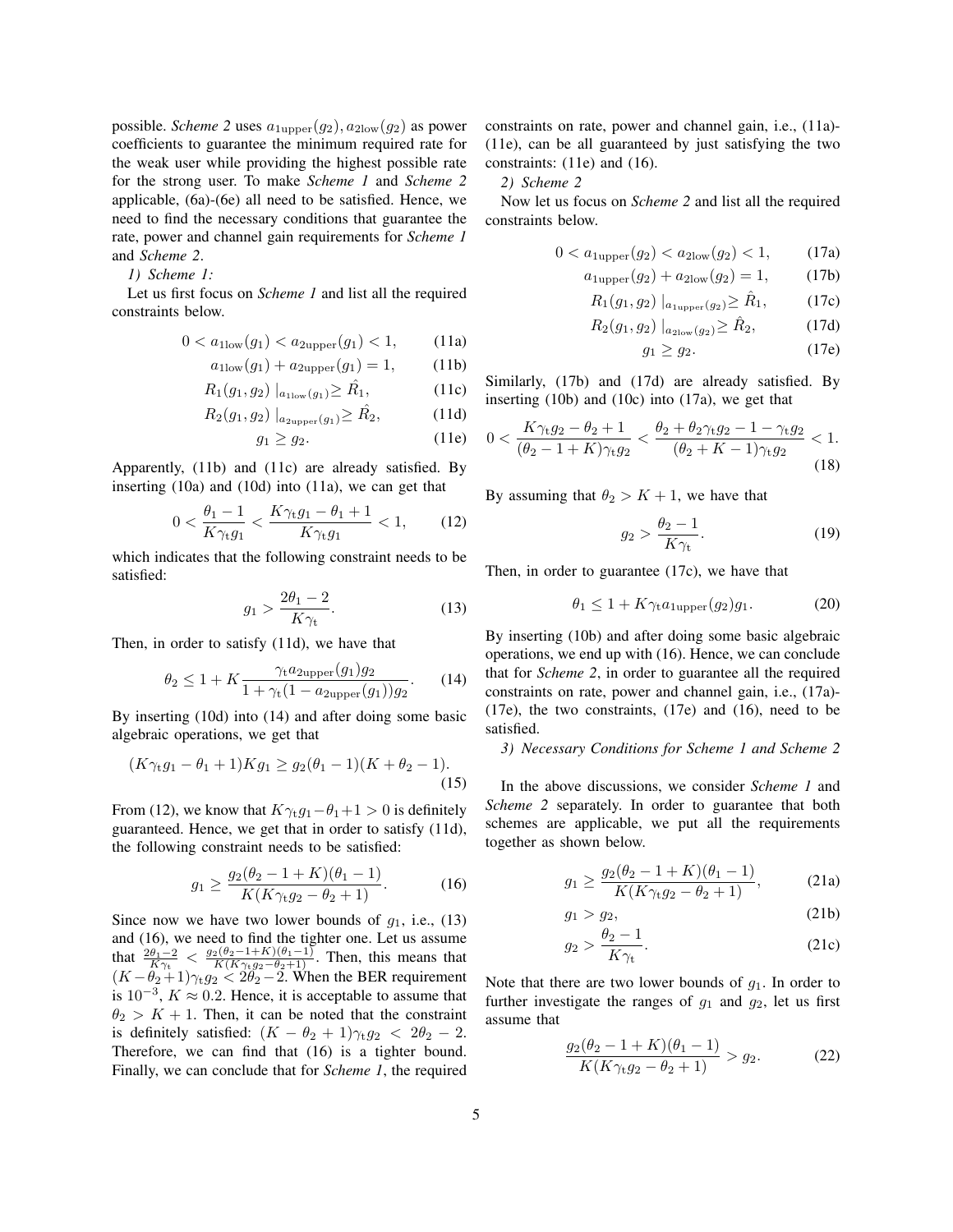possible. *Scheme 2* uses $a_{1\text{upper}}(g_2), a_{2\text{low}}(g_2)$ as power coefficients to guarantee the minimum required rate for the weak user while providing the highest possible rate for the strong user. To make *Scheme 1* and *Scheme 2* applicable, (6a)-(6e) all need to be satisfied. Hence, we need to find the necessary conditions that guarantee the rate, power and channel gain requirements for *Scheme 1* and *Scheme 2*.

*1) Scheme 1:*

Let us first focus on *Scheme 1* and list all the required constraints below.

$$0 < a_{1\text{low}}(g_1) < a_{2\text{upper}}(g_1) < 1, \tag{11a}$$

$$a_{1\text{low}}(g_1) + a_{2\text{upper}}(g_1) = 1, \tag{11b}$$

$$R_1(g_1, g_2)\mid_{a_{1\text{low}}(g_1)} \geq \hat{R}_1, \tag{11c}$$

$$R_2(g_1, g_2)\mid_{a_{2\text{upper}}(g_1)} \geq \hat{R}_2, \tag{11d}$$

$$g_1 \geq g_2. \tag{11e}$$

Apparently, (11b) and (11c) are already satisfied. By inserting (10a) and (10d) into (11a), we can get that

$$0 < \frac{\theta_1 - 1}{K\gamma_t g_1} < \frac{K\gamma_t g_1 - \theta_1 + 1}{K\gamma_t g_1} < 1, \tag{12}$$

which indicates that the following constraint needs to be satisfied:

$$g_1 > \frac{2\theta_1 - 2}{K\gamma_t}. \tag{13}$$

Then, in order to satisfy (11d), we have that

$$\theta_2 \leq 1 + K\frac{\gamma_t a_{2\text{upper}}(g_1) g_2}{1 + \gamma_t(1 - a_{2\text{upper}}(g_1))g_2}. \tag{14}$$

By inserting (10d) into (14) and after doing some basic algebraic operations, we get that

$$(K\gamma_t g_1 - \theta_1 + 1)Kg_1 \geq g_2(\theta_1 - 1)(K + \theta_2 - 1). \tag{15}$$

From (12), we know that $K\gamma_t g_1 - \theta_1 + 1 > 0$ is definitely guaranteed. Hence, we get that in order to satisfy (11d), the following constraint needs to be satisfied:

$$g_1 \geq \frac{g_2(\theta_2 - 1 + K)(\theta_1 - 1)}{K(K\gamma_t g_2 - \theta_2 + 1)}. \tag{16}$$

Since now we have two lower bounds of $g_1$, i.e., (13) and (16), we need to find the tighter one. Let us assume that $\frac{2\theta_1 - 2}{K\gamma_t} < \frac{g_2(\theta_2 - 1 + K)(\theta_1 - 1)}{K(K\gamma_t g_2 - \theta_2 + 1)}$. Then, this means that $(K - \theta_2 + 1)\gamma_t g_2 < 2\theta_2 - 2$. When the BER requirement is $10^{-3}$, $K \approx 0.2$. Hence, it is acceptable to assume that $\theta_2 > K + 1$. Then, it can be noted that the constraint is definitely satisfied: $(K - \theta_2 + 1)\gamma_t g_2 < 2\theta_2 - 2$. Therefore, we can find that (16) is a tighter bound. Finally, we can conclude that for *Scheme 1*, the required constraints on rate, power and channel gain, i.e., (11a)-(11e), can be all guaranteed by just satisfying the two constraints: (11e) and (16).

*2) Scheme 2*

Now let us focus on *Scheme 2* and list all the required constraints below.

$$0 < a_{1\text{upper}}(g_2) < a_{2\text{low}}(g_2) < 1, \tag{17a}$$

$$a_{1\text{upper}}(g_2) + a_{2\text{low}}(g_2) = 1, \tag{17b}$$

$$R_1(g_1, g_2)\mid_{a_{1\text{upper}}(g_2)} \geq \hat{R}_1, \tag{17c}$$

$$R_2(g_1, g_2)\mid_{a_{2\text{low}}(g_2)} \geq \hat{R}_2, \tag{17d}$$

$$g_1 \geq g_2. \tag{17e}$$

Similarly, (17b) and (17d) are already satisfied. By inserting (10b) and (10c) into (17a), we get that

$$0 < \frac{K\gamma_t g_2 - \theta_2 + 1}{(\theta_2 - 1 + K)\gamma_t g_2} < \frac{\theta_2 + \theta_2\gamma_t g_2 - 1 - \gamma_t g_2}{(\theta_2 + K - 1)\gamma_t g_2} < 1. \tag{18}$$

By assuming that $\theta_2 > K + 1$, we have that

$$g_2 > \frac{\theta_2 - 1}{K\gamma_t}. \tag{19}$$

Then, in order to guarantee (17c), we have that

$$\theta_1 \leq 1 + K\gamma_t a_{1\text{upper}}(g_2) g_1. \tag{20}$$

By inserting (10b) and after doing some basic algebraic operations, we end up with (16). Hence, we can conclude that for *Scheme 2*, in order to guarantee all the required constraints on rate, power and channel gain, i.e., (17a)-(17e), the two constraints, (17e) and (16), need to be satisfied.

*3) Necessary Conditions for Scheme 1 and Scheme 2*

In the above discussions, we consider *Scheme 1* and *Scheme 2* separately. In order to guarantee that both schemes are applicable, we put all the requirements together as shown below.

$$g_1 \geq \frac{g_2(\theta_2 - 1 + K)(\theta_1 - 1)}{K(K\gamma_t g_2 - \theta_2 + 1)}, \tag{21a}$$

$$g_1 > g_2, \tag{21b}$$

$$g_2 > \frac{\theta_2 - 1}{K\gamma_t}. \tag{21c}$$

Note that there are two lower bounds of $g_1$. In order to further investigate the ranges of $g_1$ and $g_2$, let us first assume that

$$\frac{g_2(\theta_2 - 1 + K)(\theta_1 - 1)}{K(K\gamma_t g_2 - \theta_2 + 1)} > g_2. \tag{22}$$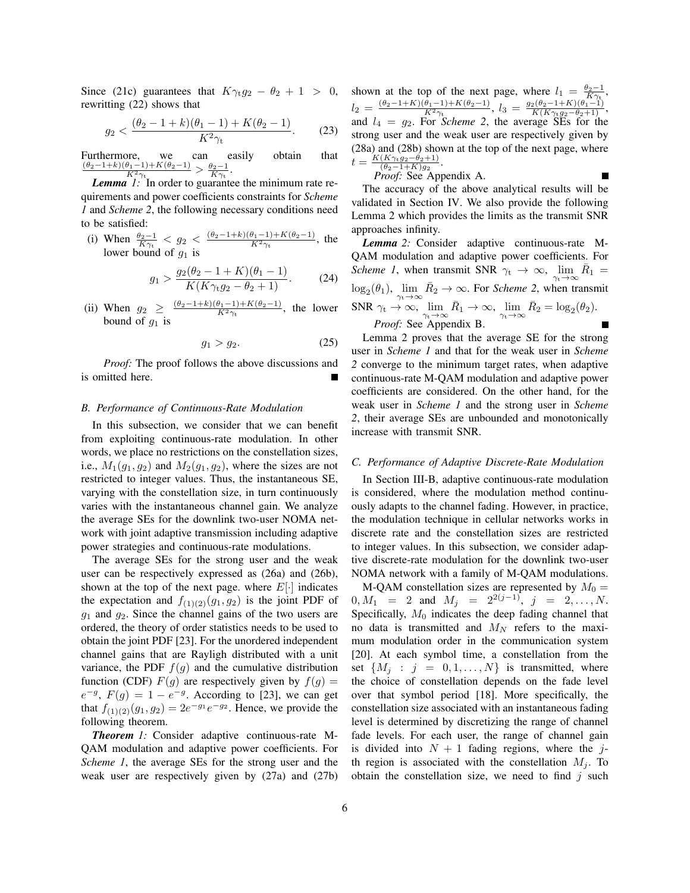Since (21c) guarantees that $K\gamma_{\rm t}g_2 - \theta_2 + 1 > 0$, rewritting (22) shows that

$$g_2 < \frac{(\theta_2 - 1 + k)(\theta_1 - 1) + K(\theta_2 - 1)}{K^2\gamma_{\rm t}}. \tag{23}$$

Furthermore, we can easily obtain that $\frac{(\theta_2-1+k)(\theta_1-1)+K(\theta_2-1)}{K^2\gamma_{\rm t}} > \frac{\theta_2-1}{K\gamma_{\rm t}}$.

***Lemma 1:*** In order to guarantee the minimum rate requirements and power coefficients constraints for *Scheme 1* and *Scheme 2*, the following necessary conditions need to be satisfied:

(i) When $\frac{\theta_2-1}{K\gamma_{\rm t}} < g_2 < \frac{(\theta_2-1+k)(\theta_1-1)+K(\theta_2-1)}{K^2\gamma_{\rm t}}$, the lower bound of $g_1$ is

$$g_1 > \frac{g_2(\theta_2 - 1 + K)(\theta_1 - 1)}{K(K\gamma_{\rm t}g_2 - \theta_2 + 1)}. \tag{24}$$

(ii) When $g_2 \geq \frac{(\theta_2-1+k)(\theta_1-1)+K(\theta_2-1)}{K^2\gamma_{\rm t}}$, the lower bound of $g_1$ is

$$g_1 > g_2. \tag{25}$$

*Proof:* The proof follows the above discussions and is omitted here. ∎

### B. Performance of Continuous-Rate Modulation

In this subsection, we consider that we can benefit from exploiting continuous-rate modulation. In other words, we place no restrictions on the constellation sizes, i.e., $M_1(g_1, g_2)$ and $M_2(g_1, g_2)$, where the sizes are not restricted to integer values. Thus, the instantaneous SE, varying with the constellation size, in turn continuously varies with the instantaneous channel gain. We analyze the average SEs for the downlink two-user NOMA network with joint adaptive transmission including adaptive power strategies and continuous-rate modulations.

The average SEs for the strong user and the weak user can be respectively expressed as (26a) and (26b), shown at the top of the next page. where $E[\cdot]$ indicates the expectation and $f_{(1)(2)}(g_1, g_2)$ is the joint PDF of $g_1$ and $g_2$. Since the channel gains of the two users are ordered, the theory of order statistics needs to be used to obtain the joint PDF [23]. For the unordered independent channel gains that are Rayligh distributed with a unit variance, the PDF $f(g)$ and the cumulative distribution function (CDF) $F(g)$ are respectively given by $f(g) = e^{-g}$, $F(g) = 1 - e^{-g}$. According to [23], we can get that $f_{(1)(2)}(g_1, g_2) = 2e^{-g_1}e^{-g_2}$. Hence, we provide the following theorem.

***Theorem 1:*** Consider adaptive continuous-rate M-QAM modulation and adaptive power coefficients. For *Scheme 1*, the average SEs for the strong user and the weak user are respectively given by (27a) and (27b) shown at the top of the next page, where $l_1 = \frac{\theta_2-1}{K\gamma_{\rm t}}$, $l_2 = \frac{(\theta_2-1+K)(\theta_1-1)+K(\theta_2-1)}{K^2\gamma_{\rm t}}$, $l_3 = \frac{g_2(\theta_2-1+K)(\theta_1-1)}{K(K\gamma_{\rm t}g_2-\theta_2+1)}$, and $l_4 = g_2$. For *Scheme 2*, the average SEs for the strong user and the weak user are respectively given by (28a) and (28b) shown at the top of the next page, where $t = \frac{K(K\gamma_{\rm t}g_2-\theta_2+1)}{(\theta_2-1+K)g_2}$.

*Proof:* See Appendix A. ∎

The accuracy of the above analytical results will be validated in Section IV. We also provide the following Lemma 2 which provides the limits as the transmit SNR approaches infinity.

***Lemma 2:*** Consider adaptive continuous-rate M-QAM modulation and adaptive power coefficients. For *Scheme 1*, when transmit SNR $\gamma_{\rm t} \to \infty$, $\lim_{\gamma_{\rm t}\to\infty} \bar{R}_1 = \log_2(\theta_1)$, $\lim_{\gamma_{\rm t}\to\infty} \bar{R}_2 \to \infty$. For *Scheme 2*, when transmit SNR $\gamma_{\rm t} \to \infty$, $\lim_{\gamma_{\rm t}\to\infty} \bar{R}_1 \to \infty$, $\lim_{\gamma_{\rm t}\to\infty} \bar{R}_2 = \log_2(\theta_2)$.

*Proof:* See Appendix B. ∎

Lemma 2 proves that the average SE for the strong user in *Scheme 1* and that for the weak user in *Scheme 2* converge to the minimum target rates, when adaptive continuous-rate M-QAM modulation and adaptive power coefficients are considered. On the other hand, for the weak user in *Scheme 1* and the strong user in *Scheme 2*, their average SEs are unbounded and monotonically increase with transmit SNR.

### C. Performance of Adaptive Discrete-Rate Modulation

In Section III-B, adaptive continuous-rate modulation is considered, where the modulation method continuously adapts to the channel fading. However, in practice, the modulation technique in cellular networks works in discrete rate and the constellation sizes are restricted to integer values. In this subsection, we consider adaptive discrete-rate modulation for the downlink two-user NOMA network with a family of M-QAM modulations.

M-QAM constellation sizes are represented by $M_0 = 0, M_1 = 2$ and $M_j = 2^{2(j-1)}$, $j = 2, \ldots, N$. Specifically, $M_0$ indicates the deep fading channel that no data is transmitted and $M_N$ refers to the maximum modulation order in the communication system [20]. At each symbol time, a constellation from the set $\{M_j : j = 0, 1, \ldots, N\}$ is transmitted, where the choice of constellation depends on the fade level over that symbol period [18]. More specifically, the constellation size associated with an instantaneous fading level is determined by discretizing the range of channel fade levels. For each user, the range of channel gain is divided into $N + 1$ fading regions, where the $j$-th region is associated with the constellation $M_j$. To obtain the constellation size, we need to find $j$ such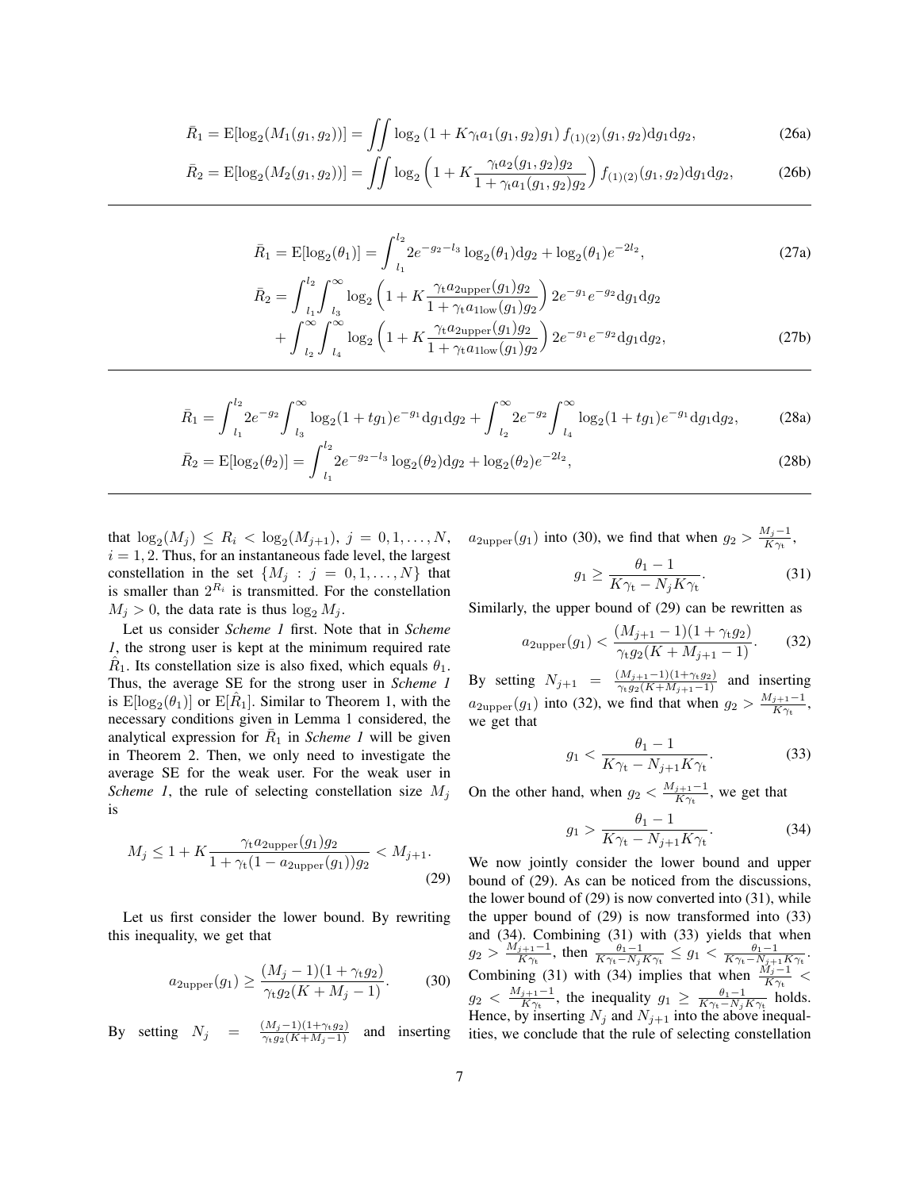$$\bar{R}_1 = \mathrm{E}[\log_2(M_1(g_1,g_2))] = \iint \log_2\left(1 + K\gamma_{\mathrm{t}} a_1(g_1,g_2) g_1\right) f_{(1)(2)}(g_1,g_2)\mathrm{d}g_1\mathrm{d}g_2, \tag{26a}$$

$$\bar{R}_2 = \mathrm{E}[\log_2(M_2(g_1,g_2))] = \iint \log_2\left(1 + K\frac{\gamma_{\mathrm{t}} a_2(g_1,g_2) g_2}{1+\gamma_{\mathrm{t}} a_1(g_1,g_2) g_2}\right) f_{(1)(2)}(g_1,g_2)\mathrm{d}g_1\mathrm{d}g_2, \tag{26b}$$

$$\bar{R}_1 = \mathrm{E}[\log_2(\theta_1)] = \int_{l_1}^{l_2} 2e^{-g_2-l_3}\log_2(\theta_1)\mathrm{d}g_2 + \log_2(\theta_1)e^{-2l_2}, \tag{27a}$$

$$\begin{aligned}\bar{R}_2 = &\int_{l_1}^{l_2}\int_{l_3}^{\infty} \log_2\left(1 + K\frac{\gamma_{\mathrm{t}} a_{2\mathrm{upper}}(g_1) g_2}{1+\gamma_{\mathrm{t}} a_{1\mathrm{low}}(g_1) g_2}\right) 2e^{-g_1}e^{-g_2}\mathrm{d}g_1\mathrm{d}g_2 \\ &+ \int_{l_2}^{\infty}\int_{l_4}^{\infty} \log_2\left(1 + K\frac{\gamma_{\mathrm{t}} a_{2\mathrm{upper}}(g_1) g_2}{1+\gamma_{\mathrm{t}} a_{1\mathrm{low}}(g_1) g_2}\right) 2e^{-g_1}e^{-g_2}\mathrm{d}g_1\mathrm{d}g_2,\end{aligned} \tag{27b}$$

$$\bar{R}_1 = \int_{l_1}^{l_2} 2e^{-g_2}\int_{l_3}^{\infty}\log_2(1+tg_1)e^{-g_1}\mathrm{d}g_1\mathrm{d}g_2 + \int_{l_2}^{\infty} 2e^{-g_2}\int_{l_4}^{\infty}\log_2(1+tg_1)e^{-g_1}\mathrm{d}g_1\mathrm{d}g_2, \tag{28a}$$

$$\bar{R}_2 = \mathrm{E}[\log_2(\theta_2)] = \int_{l_1}^{l_2} 2e^{-g_2-l_3}\log_2(\theta_2)\mathrm{d}g_2 + \log_2(\theta_2)e^{-2l_2}, \tag{28b}$$

that $\log_2(M_j) \le R_i < \log_2(M_{j+1})$, $j = 0, 1, \ldots, N$, $i = 1, 2$. Thus, for an instantaneous fade level, the largest constellation in the set $\{M_j : j = 0, 1, \ldots, N\}$ that is smaller than $2^{R_i}$ is transmitted. For the constellation $M_j > 0$, the data rate is thus $\log_2 M_j$.

Let us consider *Scheme 1* first. Note that in *Scheme 1*, the strong user is kept at the minimum required rate $\hat{R}_1$. Its constellation size is also fixed, which equals $\theta_1$. Thus, the average SE for the strong user in *Scheme 1* is $\mathrm{E}[\log_2(\theta_1)]$ or $\mathrm{E}[\hat{R}_1]$. Similar to Theorem 1, with the necessary conditions given in Lemma 1 considered, the analytical expression for $\bar{R}_1$ in *Scheme 1* will be given in Theorem 2. Then, we only need to investigate the average SE for the weak user. For the weak user in *Scheme 1*, the rule of selecting constellation size $M_j$ is

$$M_j \le 1 + K\frac{\gamma_{\mathrm{t}} a_{2\mathrm{upper}}(g_1) g_2}{1+\gamma_{\mathrm{t}}(1-a_{2\mathrm{upper}}(g_1)) g_2} < M_{j+1}. \tag{29}$$

Let us first consider the lower bound. By rewriting this inequality, we get that

$$a_{2\mathrm{upper}}(g_1) \ge \frac{(M_j-1)(1+\gamma_{\mathrm{t}} g_2)}{\gamma_{\mathrm{t}} g_2(K+M_j-1)}. \tag{30}$$

By setting $N_j = \frac{(M_j-1)(1+\gamma_{\mathrm{t}} g_2)}{\gamma_{\mathrm{t}} g_2(K+M_j-1)}$ and inserting $a_{2\mathrm{upper}}(g_1)$ into (30), we find that when $g_2 > \frac{M_j-1}{K\gamma_{\mathrm{t}}}$,

$$g_1 \ge \frac{\theta_1-1}{K\gamma_{\mathrm{t}} - N_j K\gamma_{\mathrm{t}}}. \tag{31}$$

Similarly, the upper bound of (29) can be rewritten as

$$a_{2\mathrm{upper}}(g_1) < \frac{(M_{j+1}-1)(1+\gamma_{\mathrm{t}} g_2)}{\gamma_{\mathrm{t}} g_2(K+M_{j+1}-1)}. \tag{32}$$

By setting $N_{j+1} = \frac{(M_{j+1}-1)(1+\gamma_{\mathrm{t}} g_2)}{\gamma_{\mathrm{t}} g_2(K+M_{j+1}-1)}$ and inserting $a_{2\mathrm{upper}}(g_1)$ into (32), we find that when $g_2 > \frac{M_{j+1}-1}{K\gamma_{\mathrm{t}}}$, we get that

$$g_1 < \frac{\theta_1-1}{K\gamma_{\mathrm{t}} - N_{j+1} K\gamma_{\mathrm{t}}}. \tag{33}$$

On the other hand, when $g_2 < \frac{M_{j+1}-1}{K\gamma_{\mathrm{t}}}$, we get that

$$g_1 > \frac{\theta_1-1}{K\gamma_{\mathrm{t}} - N_{j+1} K\gamma_{\mathrm{t}}}. \tag{34}$$

We now jointly consider the lower bound and upper bound of (29). As can be noticed from the discussions, the lower bound of (29) is now converted into (31), while the upper bound of (29) is now transformed into (33) and (34). Combining (31) with (33) yields that when $g_2 > \frac{M_{j+1}-1}{K\gamma_{\mathrm{t}}}$, then $\frac{\theta_1-1}{K\gamma_{\mathrm{t}}-N_jK\gamma_{\mathrm{t}}} \le g_1 < \frac{\theta_1-1}{K\gamma_{\mathrm{t}}-N_{j+1}K\gamma_{\mathrm{t}}}$. Combining (31) with (34) implies that when $\frac{M_j-1}{K\gamma_{\mathrm{t}}} < g_2 < \frac{M_{j+1}-1}{K\gamma_{\mathrm{t}}}$, the inequality $g_1 \ge \frac{\theta_1-1}{K\gamma_{\mathrm{t}}-N_jK\gamma_{\mathrm{t}}}$ holds. Hence, by inserting $N_j$ and $N_{j+1}$ into the above inequalities, we conclude that the rule of selecting constellation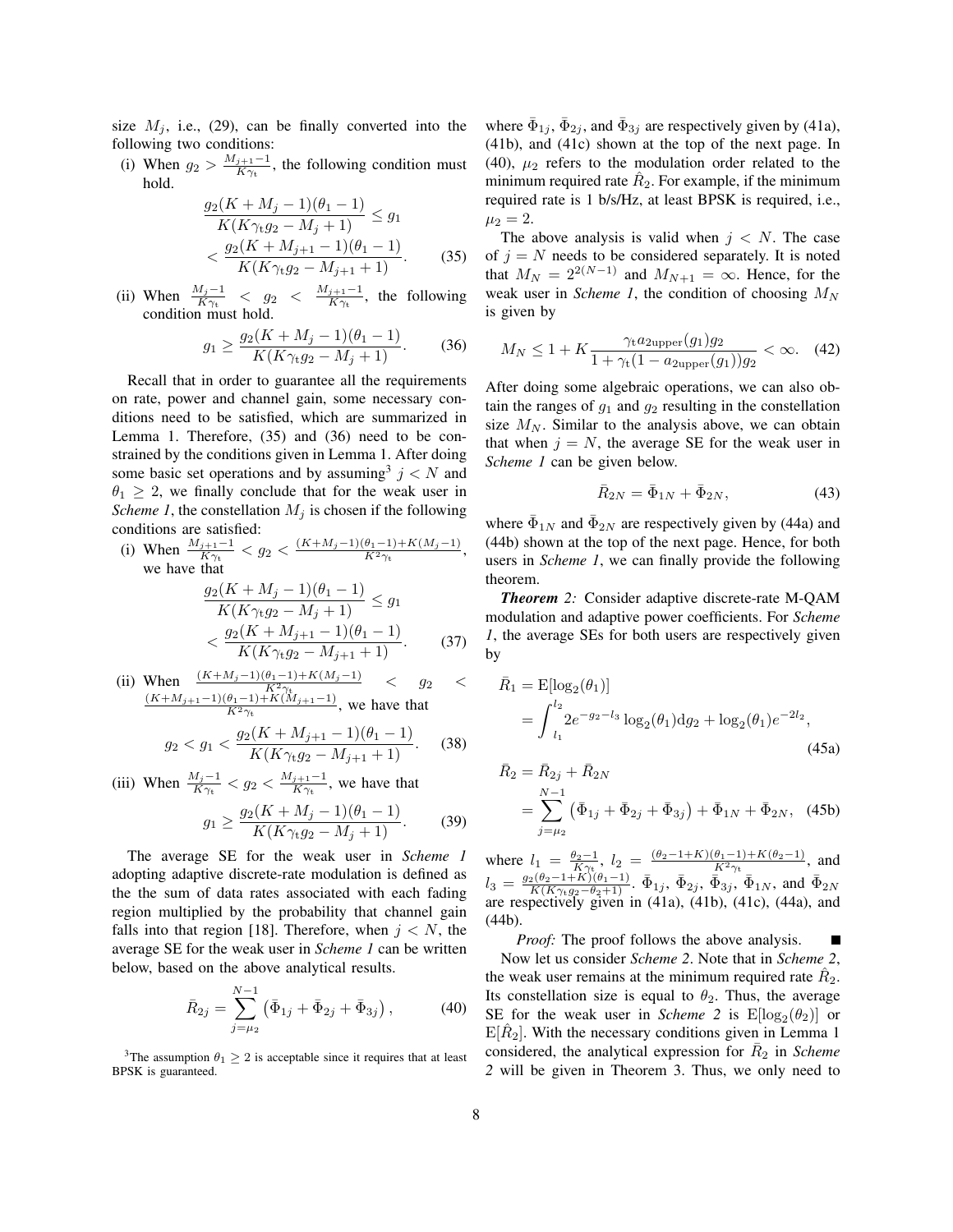size $M_j$, i.e., (29), can be finally converted into the following two conditions:

(i) When $g_2 > \frac{M_{j+1}-1}{K\gamma_t}$, the following condition must hold.

$$\frac{g_2(K+M_j-1)(\theta_1-1)}{K(K\gamma_t g_2 - M_j + 1)} \leq g_1 < \frac{g_2(K+M_{j+1}-1)(\theta_1-1)}{K(K\gamma_t g_2 - M_{j+1} + 1)}. \quad (35)$$

(ii) When $\frac{M_j-1}{K\gamma_t} < g_2 < \frac{M_{j+1}-1}{K\gamma_t}$, the following condition must hold.

$$g_1 \geq \frac{g_2(K+M_j-1)(\theta_1-1)}{K(K\gamma_t g_2 - M_j + 1)}. \quad (36)$$

Recall that in order to guarantee all the requirements on rate, power and channel gain, some necessary conditions need to be satisfied, which are summarized in Lemma 1. Therefore, (35) and (36) need to be constrained by the conditions given in Lemma 1. After doing some basic set operations and by assuming[3] $j < N$ and $\theta_1 \geq 2$, we finally conclude that for the weak user in *Scheme 1*, the constellation $M_j$ is chosen if the following conditions are satisfied:

(i) When $\frac{M_{j+1}-1}{K\gamma_t} < g_2 < \frac{(K+M_j-1)(\theta_1-1)+K(M_j-1)}{K^2\gamma_t}$, we have that

$$\frac{g_2(K+M_j-1)(\theta_1-1)}{K(K\gamma_t g_2 - M_j + 1)} \leq g_1 < \frac{g_2(K+M_{j+1}-1)(\theta_1-1)}{K(K\gamma_t g_2 - M_{j+1} + 1)}. \quad (37)$$

(ii) When $\frac{(K+M_j-1)(\theta_1-1)+K(M_j-1)}{K^2\gamma_t} < g_2 < \frac{(K+M_{j+1}-1)(\theta_1-1)+K(M_{j+1}-1)}{K^2\gamma_t}$, we have that

$$g_2 < g_1 < \frac{g_2(K+M_{j+1}-1)(\theta_1-1)}{K(K\gamma_t g_2 - M_{j+1} + 1)}. \quad (38)$$

(iii) When $\frac{M_j-1}{K\gamma_t} < g_2 < \frac{M_{j+1}-1}{K\gamma_t}$, we have that

$$g_1 \geq \frac{g_2(K+M_j-1)(\theta_1-1)}{K(K\gamma_t g_2 - M_j + 1)}. \quad (39)$$

The average SE for the weak user in *Scheme 1* adopting adaptive discrete-rate modulation is defined as the the sum of data rates associated with each fading region multiplied by the probability that channel gain falls into that region [18]. Therefore, when $j < N$, the average SE for the weak user in *Scheme 1* can be written below, based on the above analytical results.

$$\bar{R}_{2j} = \sum_{j=\mu_2}^{N-1} \left( \bar{\Phi}_{1j} + \bar{\Phi}_{2j} + \bar{\Phi}_{3j} \right), \quad (40)$$

[3]The assumption $\theta_1 \geq 2$ is acceptable since it requires that at least BPSK is guaranteed.

where $\bar{\Phi}_{1j}$, $\bar{\Phi}_{2j}$, and $\bar{\Phi}_{3j}$ are respectively given by (41a), (41b), and (41c) shown at the top of the next page. In (40), $\mu_2$ refers to the modulation order related to the minimum required rate $\hat{R}_2$. For example, if the minimum required rate is 1 b/s/Hz, at least BPSK is required, i.e., $\mu_2 = 2$.

The above analysis is valid when $j < N$. The case of $j = N$ needs to be considered separately. It is noted that $M_N = 2^{2(N-1)}$ and $M_{N+1} = \infty$. Hence, for the weak user in *Scheme 1*, the condition of choosing $M_N$ is given by

$$M_N \leq 1 + K\frac{\gamma_t a_{2\text{upper}}(g_1)g_2}{1 + \gamma_t(1 - a_{2\text{upper}}(g_1))g_2} < \infty. \quad (42)$$

After doing some algebraic operations, we can also obtain the ranges of $g_1$ and $g_2$ resulting in the constellation size $M_N$. Similar to the analysis above, we can obtain that when $j = N$, the average SE for the weak user in *Scheme 1* can be given below.

$$\bar{R}_{2N} = \bar{\Phi}_{1N} + \bar{\Phi}_{2N}, \quad (43)$$

where $\bar{\Phi}_{1N}$ and $\bar{\Phi}_{2N}$ are respectively given by (44a) and (44b) shown at the top of the next page. Hence, for both users in *Scheme 1*, we can finally provide the following theorem.

***Theorem 2:*** Consider adaptive discrete-rate M-QAM modulation and adaptive power coefficients. For *Scheme 1*, the average SEs for both users are respectively given by

$$\begin{aligned}
\bar{R}_1 &= \mathrm{E}[\log_2(\theta_1)] \\
&= \int_{l_1}^{l_2} 2e^{-g_2 - l_3}\log_2(\theta_1)\mathrm{d}g_2 + \log_2(\theta_1)e^{-2l_2}, \quad (45a)\\
\bar{R}_2 &= \bar{R}_{2j} + \bar{R}_{2N} \\
&= \sum_{j=\mu_2}^{N-1}\left(\bar{\Phi}_{1j} + \bar{\Phi}_{2j} + \bar{\Phi}_{3j}\right) + \bar{\Phi}_{1N} + \bar{\Phi}_{2N}, \quad (45b)
\end{aligned}$$

where $l_1 = \frac{\theta_2-1}{K\gamma_t}$, $l_2 = \frac{(\theta_2-1+K)(\theta_1-1)+K(\theta_2-1)}{K^2\gamma_t}$, and $l_3 = \frac{g_2(\theta_2-1+K)(\theta_1-1)}{K(K\gamma_t g_2 - \theta_2 + 1)}$. $\bar{\Phi}_{1j}$, $\bar{\Phi}_{2j}$, $\bar{\Phi}_{3j}$, $\bar{\Phi}_{1N}$, and $\bar{\Phi}_{2N}$ are respectively given in (41a), (41b), (41c), (44a), and (44b).

*Proof:* The proof follows the above analysis. ■

Now let us consider *Scheme 2*. Note that in *Scheme 2*, the weak user remains at the minimum required rate $\hat{R}_2$. Its constellation size is equal to $\theta_2$. Thus, the average SE for the weak user in *Scheme 2* is $\mathrm{E}[\log_2(\theta_2)]$ or $\mathrm{E}[\hat{R}_2]$. With the necessary conditions given in Lemma 1 considered, the analytical expression for $\bar{R}_2$ in *Scheme 2* will be given in Theorem 3. Thus, we only need to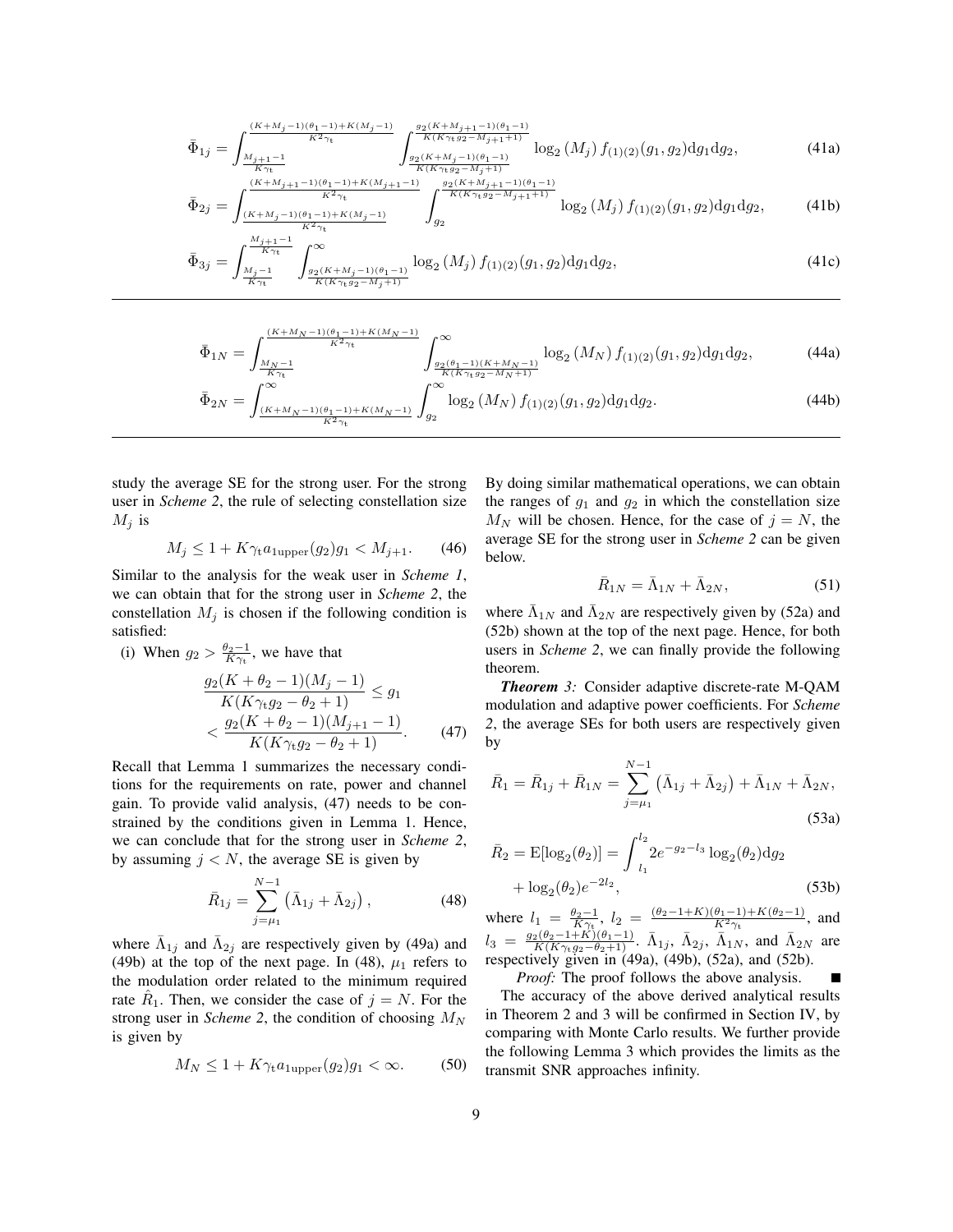$$\bar{\Phi}_{1j} = \int_{\frac{M_{j+1}-1}{K\gamma_{\rm t}}}^{\frac{(K+M_j-1)(\theta_1-1)+K(M_j-1)}{K^2\gamma_{\rm t}}} \int_{\frac{g_2(K+M_j-1)(\theta_1-1)}{K(K\gamma_{\rm t}g_2-M_j+1)}}^{\frac{g_2(K+M_{j+1}-1)(\theta_1-1)}{K(K\gamma_{\rm t}g_2-M_{j+1}+1)}} \log_2(M_j) f_{(1)(2)}(g_1,g_2)\mathrm{d}g_1\mathrm{d}g_2, \tag{41a}$$

$$\bar{\Phi}_{2j} = \int_{\frac{(K+M_j-1)(\theta_1-1)+K(M_j-1)}{K^2\gamma_{\rm t}}}^{\frac{(K+M_{j+1}-1)(\theta_1-1)+K(M_{j+1}-1)}{K^2\gamma_{\rm t}}} \int_{g_2}^{\frac{g_2(K+M_{j+1}-1)(\theta_1-1)}{K(K\gamma_{\rm t}g_2-M_{j+1}+1)}} \log_2(M_j) f_{(1)(2)}(g_1,g_2)\mathrm{d}g_1\mathrm{d}g_2, \tag{41b}$$

$$\bar{\Phi}_{3j} = \int_{\frac{M_j-1}{K\gamma_{\rm t}}}^{\frac{M_{j+1}-1}{K\gamma_{\rm t}}} \int_{\frac{g_2(K+M_j-1)(\theta_1-1)}{K(K\gamma_{\rm t}g_2-M_j+1)}}^{\infty} \log_2(M_j) f_{(1)(2)}(g_1,g_2)\mathrm{d}g_1\mathrm{d}g_2, \tag{41c}$$

$$\bar{\Phi}_{1N} = \int_{\frac{M_N-1}{K\gamma_{\rm t}}}^{\frac{(K+M_N-1)(\theta_1-1)+K(M_N-1)}{K^2\gamma_{\rm t}}} \int_{\frac{g_2(\theta_1-1)(K+M_N-1)}{K(K\gamma_{\rm t}g_2-M_N+1)}}^{\infty} \log_2(M_N) f_{(1)(2)}(g_1,g_2)\mathrm{d}g_1\mathrm{d}g_2, \tag{44a}$$

$$\bar{\Phi}_{2N} = \int_{\frac{(K+M_N-1)(\theta_1-1)+K(M_N-1)}{K^2\gamma_{\rm t}}}^{\infty} \int_{g_2}^{\infty} \log_2(M_N) f_{(1)(2)}(g_1,g_2)\mathrm{d}g_1\mathrm{d}g_2. \tag{44b}$$

study the average SE for the strong user. For the strong user in *Scheme 2*, the rule of selecting constellation size $M_j$ is

$$M_j \le 1 + K\gamma_{\rm t} a_{1\rm upper}(g_2) g_1 < M_{j+1}. \tag{46}$$

Similar to the analysis for the weak user in *Scheme 1*, we can obtain that for the strong user in *Scheme 2*, the constellation $M_j$ is chosen if the following condition is satisfied:

(i) When $g_2 > \frac{\theta_2-1}{K\gamma_{\rm t}}$, we have that

$$\frac{g_2(K+\theta_2-1)(M_j-1)}{K(K\gamma_{\rm t}g_2-\theta_2+1)} \le g_1 < \frac{g_2(K+\theta_2-1)(M_{j+1}-1)}{K(K\gamma_{\rm t}g_2-\theta_2+1)}. \tag{47}$$

Recall that Lemma 1 summarizes the necessary conditions for the requirements on rate, power and channel gain. To provide valid analysis, (47) needs to be constrained by the conditions given in Lemma 1. Hence, we can conclude that for the strong user in *Scheme 2*, by assuming $j < N$, the average SE is given by

$$\bar{R}_{1j} = \sum_{j=\mu_1}^{N-1} \left(\bar{\Lambda}_{1j} + \bar{\Lambda}_{2j}\right), \tag{48}$$

where $\bar{\Lambda}_{1j}$ and $\bar{\Lambda}_{2j}$ are respectively given by (49a) and (49b) at the top of the next page. In (48), $\mu_1$ refers to the modulation order related to the minimum required rate $\hat{R}_1$. Then, we consider the case of $j = N$. For the strong user in *Scheme 2*, the condition of choosing $M_N$ is given by

$$M_N \le 1 + K\gamma_{\rm t} a_{1\rm upper}(g_2) g_1 < \infty. \tag{50}$$

By doing similar mathematical operations, we can obtain the ranges of $g_1$ and $g_2$ in which the constellation size $M_N$ will be chosen. Hence, for the case of $j = N$, the average SE for the strong user in *Scheme 2* can be given below.

$$\bar{R}_{1N} = \bar{\Lambda}_{1N} + \bar{\Lambda}_{2N}, \tag{51}$$

where $\bar{\Lambda}_{1N}$ and $\bar{\Lambda}_{2N}$ are respectively given by (52a) and (52b) shown at the top of the next page. Hence, for both users in *Scheme 2*, we can finally provide the following theorem.

***Theorem 3:*** Consider adaptive discrete-rate M-QAM modulation and adaptive power coefficients. For *Scheme 2*, the average SEs for both users are respectively given by

$$\bar{R}_1 = \bar{R}_{1j} + \bar{R}_{1N} = \sum_{j=\mu_1}^{N-1} \left(\bar{\Lambda}_{1j} + \bar{\Lambda}_{2j}\right) + \bar{\Lambda}_{1N} + \bar{\Lambda}_{2N}, \tag{53a}$$

$$\bar{R}_2 = \mathrm{E}[\log_2(\theta_2)] = \int_{l_1}^{l_2} 2e^{-g_2-l_3} \log_2(\theta_2)\mathrm{d}g_2 + \log_2(\theta_2)e^{-2l_2}, \tag{53b}$$

where $l_1 = \frac{\theta_2-1}{K\gamma_{\rm t}}$, $l_2 = \frac{(\theta_2-1+K)(\theta_1-1)+K(\theta_2-1)}{K^2\gamma_{\rm t}}$, and $l_3 = \frac{g_2(\theta_2-1+K)(\theta_1-1)}{K(K\gamma_{\rm t}g_2-\theta_2+1)}$. $\bar{\Lambda}_{1j}$, $\bar{\Lambda}_{2j}$, $\bar{\Lambda}_{1N}$, and $\bar{\Lambda}_{2N}$ are respectively given in (49a), (49b), (52a), and (52b).

*Proof:* The proof follows the above analysis. ■

The accuracy of the above derived analytical results in Theorem 2 and 3 will be confirmed in Section IV, by comparing with Monte Carlo results. We further provide the following Lemma 3 which provides the limits as the transmit SNR approaches infinity.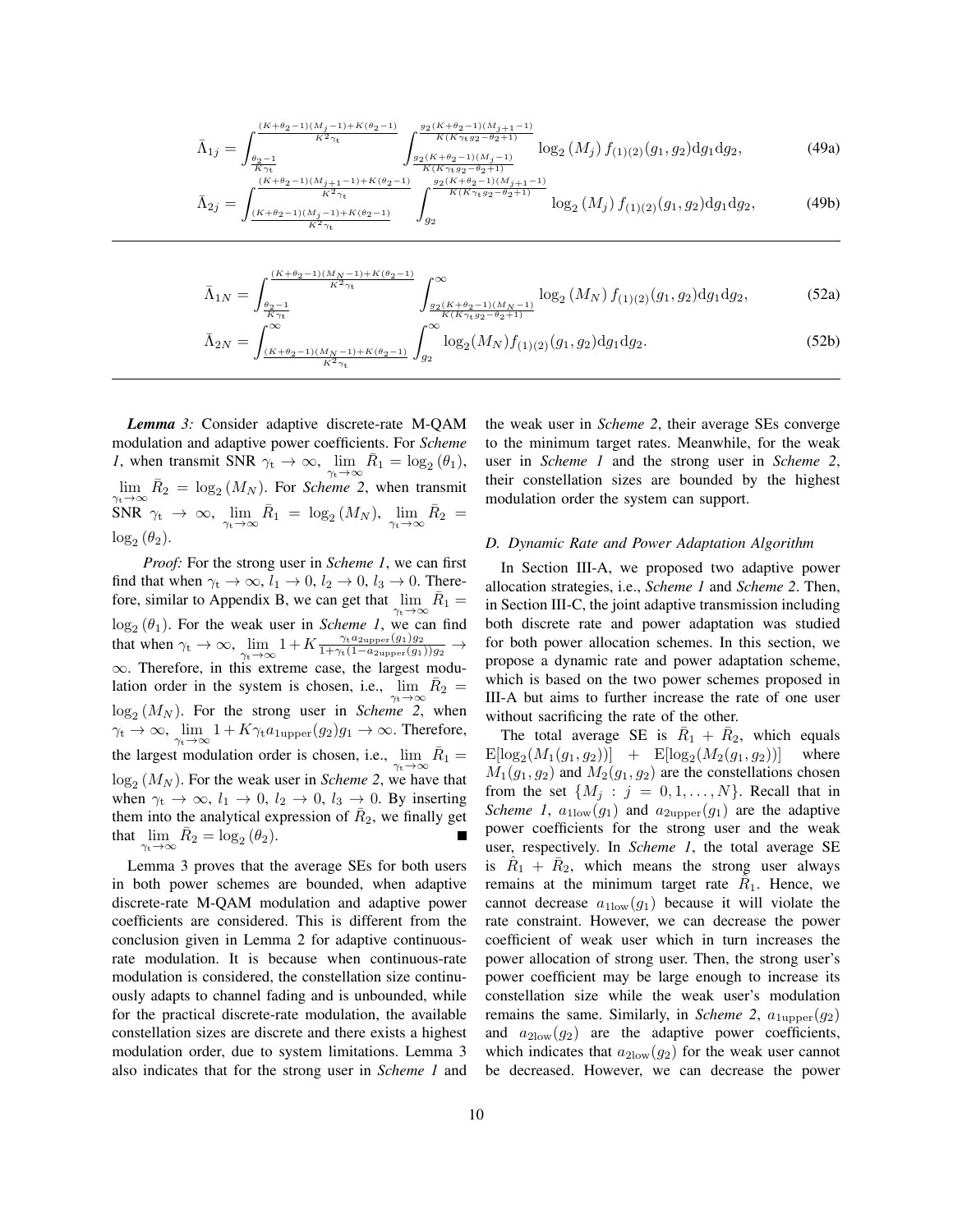$$\bar{\Lambda}_{1j} = \int_{\frac{\theta_2-1}{K\gamma_t}}^{\frac{(K+\theta_2-1)(M_j-1)+K(\theta_2-1)}{K^2\gamma_t}} \int_{\frac{g_2(K+\theta_2-1)(M_j-1)}{K(K\gamma_t g_2-\theta_2+1)}}^{\frac{g_2(K+\theta_2-1)(M_{j+1}-1)}{K(K\gamma_t g_2-\theta_2+1)}} \log_2(M_j) f_{(1)(2)}(g_1,g_2)\mathrm{d}g_1\mathrm{d}g_2, \tag{49a}$$

$$\bar{\Lambda}_{2j} = \int_{\frac{(K+\theta_2-1)(M_j-1)+K(\theta_2-1)}{K^2\gamma_t}}^{\frac{(K+\theta_2-1)(M_{j+1}-1)+K(\theta_2-1)}{K^2\gamma_t}} \int_{g_2}^{\frac{g_2(K+\theta_2-1)(M_{j+1}-1)}{K(K\gamma_t g_2-\theta_2+1)}} \log_2(M_j) f_{(1)(2)}(g_1,g_2)\mathrm{d}g_1\mathrm{d}g_2, \tag{49b}$$

$$\bar{\Lambda}_{1N} = \int_{\frac{\theta_2-1}{K\gamma_t}}^{\frac{(K+\theta_2-1)(M_N-1)+K(\theta_2-1)}{K^2\gamma_t}} \int_{\frac{g_2(K+\theta_2-1)(M_N-1)}{K(K\gamma_t g_2-\theta_2+1)}}^{\infty} \log_2(M_N) f_{(1)(2)}(g_1,g_2)\mathrm{d}g_1\mathrm{d}g_2, \tag{52a}$$

$$\bar{\Lambda}_{2N} = \int_{\frac{(K+\theta_2-1)(M_N-1)+K(\theta_2-1)}{K^2\gamma_t}}^{\infty} \int_{g_2}^{\infty} \log_2(M_N) f_{(1)(2)}(g_1,g_2)\mathrm{d}g_1\mathrm{d}g_2. \tag{52b}$$

***Lemma 3:*** Consider adaptive discrete-rate M-QAM modulation and adaptive power coefficients. For *Scheme 1*, when transmit SNR $\gamma_t \to \infty$, $\lim_{\gamma_t\to\infty} \bar{R}_1 = \log_2(\theta_1)$, $\lim_{\gamma_t\to\infty} \bar{R}_2 = \log_2(M_N)$. For *Scheme 2*, when transmit SNR $\gamma_t \to \infty$, $\lim_{\gamma_t\to\infty} \bar{R}_1 = \log_2(M_N)$, $\lim_{\gamma_t\to\infty} \bar{R}_2 = \log_2(\theta_2)$.

*Proof:* For the strong user in *Scheme 1*, we can first find that when $\gamma_t \to \infty$, $l_1 \to 0$, $l_2 \to 0$, $l_3 \to 0$. Therefore, similar to Appendix B, we can get that $\lim_{\gamma_t\to\infty} \bar{R}_1 = \log_2(\theta_1)$. For the weak user in *Scheme 1*, we can find that when $\gamma_t \to \infty$, $\lim_{\gamma_t\to\infty} 1 + K\frac{\gamma_t a_{2\text{upper}}(g_1)g_2}{1+\gamma_t(1-a_{2\text{upper}}(g_1))g_2} \to \infty$. Therefore, in this extreme case, the largest modulation order in the system is chosen, i.e., $\lim_{\gamma_t\to\infty} \bar{R}_2 = \log_2(M_N)$. For the strong user in *Scheme 2*, when $\gamma_t \to \infty$, $\lim_{\gamma_t\to\infty} 1 + K\gamma_t a_{1\text{upper}}(g_2)g_1 \to \infty$. Therefore, the largest modulation order is chosen, i.e., $\lim_{\gamma_t\to\infty} \bar{R}_1 = \log_2(M_N)$. For the weak user in *Scheme 2*, we have that when $\gamma_t \to \infty$, $l_1 \to 0$, $l_2 \to 0$, $l_3 \to 0$. By inserting them into the analytical expression of $\bar{R}_2$, we finally get that $\lim_{\gamma_t\to\infty} \bar{R}_2 = \log_2(\theta_2)$. ■

Lemma 3 proves that the average SEs for both users in both power schemes are bounded, when adaptive discrete-rate M-QAM modulation and adaptive power coefficients are considered. This is different from the conclusion given in Lemma 2 for adaptive continuous-rate modulation. It is because when continuous-rate modulation is considered, the constellation size continuously adapts to channel fading and is unbounded, while for the practical discrete-rate modulation, the available constellation sizes are discrete and there exists a highest modulation order, due to system limitations. Lemma 3 also indicates that for the strong user in *Scheme 1* and the weak user in *Scheme 2*, their average SEs converge to the minimum target rates. Meanwhile, for the weak user in *Scheme 1* and the strong user in *Scheme 2*, their constellation sizes are bounded by the highest modulation order the system can support.

### D. Dynamic Rate and Power Adaptation Algorithm

In Section III-A, we proposed two adaptive power allocation strategies, i.e., *Scheme 1* and *Scheme 2*. Then, in Section III-C, the joint adaptive transmission including both discrete rate and power adaptation was studied for both power allocation schemes. In this section, we propose a dynamic rate and power adaptation scheme, which is based on the two power schemes proposed in III-A but aims to further increase the rate of one user without sacrificing the rate of the other.

The total average SE is $\bar{R}_1 + \bar{R}_2$, which equals $\mathrm{E}[\log_2(M_1(g_1,g_2))] + \mathrm{E}[\log_2(M_2(g_1,g_2))]$ where $M_1(g_1,g_2)$ and $M_2(g_1,g_2)$ are the constellations chosen from the set $\{M_j : j = 0,1,\ldots,N\}$. Recall that in *Scheme 1*, $a_{1\text{low}}(g_1)$ and $a_{2\text{upper}}(g_1)$ are the adaptive power coefficients for the strong user and the weak user, respectively. In *Scheme 1*, the total average SE is $\hat{R}_1 + \bar{R}_2$, which means the strong user always remains at the minimum target rate $\hat{R}_1$. Hence, we cannot decrease $a_{1\text{low}}(g_1)$ because it will violate the rate constraint. However, we can decrease the power coefficient of weak user which in turn increases the power allocation of strong user. Then, the strong user's power coefficient may be large enough to increase its constellation size while the weak user's modulation remains the same. Similarly, in *Scheme 2*, $a_{1\text{upper}}(g_2)$ and $a_{2\text{low}}(g_2)$ are the adaptive power coefficients, which indicates that $a_{2\text{low}}(g_2)$ for the weak user cannot be decreased. However, we can decrease the power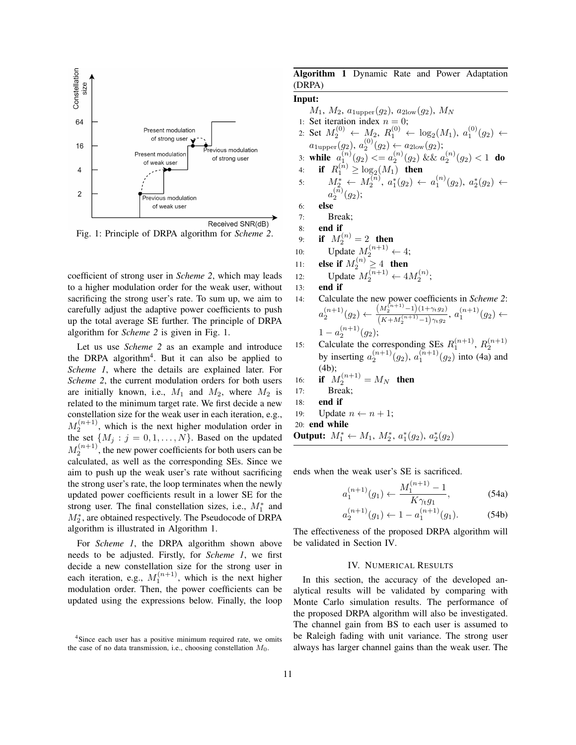Fig. 1: Principle of DRPA algorithm for *Scheme 2*.

coefficient of strong user in *Scheme 2*, which may leads to a higher modulation order for the weak user, without sacrificing the strong user's rate. To sum up, we aim to carefully adjust the adaptive power coefficients to push up the total average SE further. The principle of DRPA algorithm for *Scheme 2* is given in Fig. 1.

Let us use *Scheme 2* as an example and introduce the DRPA algorithm[4]. But it can also be applied to *Scheme 1*, where the details are explained later. For *Scheme 2*, the current modulation orders for both users are initially known, i.e., $M_1$ and $M_2$, where $M_2$ is related to the minimum target rate. We first decide a new constellation size for the weak user in each iteration, e.g., $M_2^{(n+1)}$, which is the next higher modulation order in the set $\{M_j : j = 0, 1, \ldots, N\}$. Based on the updated $M_2^{(n+1)}$, the new power coefficients for both users can be calculated, as well as the corresponding SEs. Since we aim to push up the weak user's rate without sacrificing the strong user's rate, the loop terminates when the newly updated power coefficients result in a lower SE for the strong user. The final constellation sizes, i.e., $M_1^*$ and $M_2^*$, are obtained respectively. The Pseudocode of DRPA algorithm is illustrated in Algorithm 1.

For *Scheme 1*, the DRPA algorithm shown above needs to be adjusted. Firstly, for *Scheme 1*, we first decide a new constellation size for the strong user in each iteration, e.g., $M_1^{(n+1)}$, which is the next higher modulation order. Then, the power coefficients can be updated using the expressions below. Finally, the loop ends when the weak user's SE is sacrificed.

$$a_1^{(n+1)}(g_1) \leftarrow \frac{M_1^{(n+1)} - 1}{K\gamma_t g_1}, \tag{54a}$$

$$a_2^{(n+1)}(g_1) \leftarrow 1 - a_1^{(n+1)}(g_1). \tag{54b}$$

The effectiveness of the proposed DRPA algorithm will be validated in Section IV.

[4]Since each user has a positive minimum required rate, we omits the case of no data transmission, i.e., choosing constellation $M_0$.

**Algorithm 1** Dynamic Rate and Power Adaptation (DRPA)

**Input:**
$M_1$, $M_2$, $a_{1\text{upper}}(g_2)$, $a_{2\text{low}}(g_2)$, $M_N$

1: Set iteration index $n = 0$;
2: Set $M_2^{(0)} \leftarrow M_2$, $R_1^{(0)} \leftarrow \log_2(M_1)$, $a_1^{(0)}(g_2) \leftarrow a_{1\text{upper}}(g_2)$, $a_2^{(0)}(g_2) \leftarrow a_{2\text{low}}(g_2)$;
3: **while** $a_1^{(n)}(g_2) <= a_2^{(n)}(g_2)$ && $a_2^{(n)}(g_2) < 1$ **do**
4: **if** $R_1^{(n)} \geq \log_2(M_1)$ **then**
5: $M_2^* \leftarrow M_2^{(n)}$, $a_1^*(g_2) \leftarrow a_1^{(n)}(g_2)$, $a_2^*(g_2) \leftarrow a_2^{(n)}(g_2)$;
6: **else**
7: Break;
8: **end if**
9: **if** $M_2^{(n)} = 2$ **then**
10: Update $M_2^{(n+1)} \leftarrow 4$;
11: **else if** $M_2^{(n)} \geq 4$ **then**
12: Update $M_2^{(n+1)} \leftarrow 4M_2^{(n)}$;
13: **end if**
14: Calculate the new power coefficients in *Scheme 2*: $a_2^{(n+1)}(g_2) \leftarrow \frac{(M_2^{(n+1)}-1)(1+\gamma_t g_2)}{(K+M_2^{(n+1)}-1)\gamma_t g_2}$, $a_1^{(n+1)}(g_2) \leftarrow 1 - a_2^{(n+1)}(g_2)$;
15: Calculate the corresponding SEs $R_1^{(n+1)}$, $R_2^{(n+1)}$ by inserting $a_2^{(n+1)}(g_2)$, $a_1^{(n+1)}(g_2)$ into (4a) and (4b);
16: **if** $M_2^{(n+1)} = M_N$ **then**
17: Break;
18: **end if**
19: Update $n \leftarrow n + 1$;
20: **end while**

**Output:** $M_1^* \leftarrow M_1$, $M_2^*$, $a_1^*(g_2)$, $a_2^*(g_2)$

## IV. Numerical Results

In this section, the accuracy of the developed analytical results will be validated by comparing with Monte Carlo simulation results. The performance of the proposed DRPA algorithm will also be investigated. The channel gain from BS to each user is assumed to be Raleigh fading with unit variance. The strong user always has larger channel gains than the weak user. The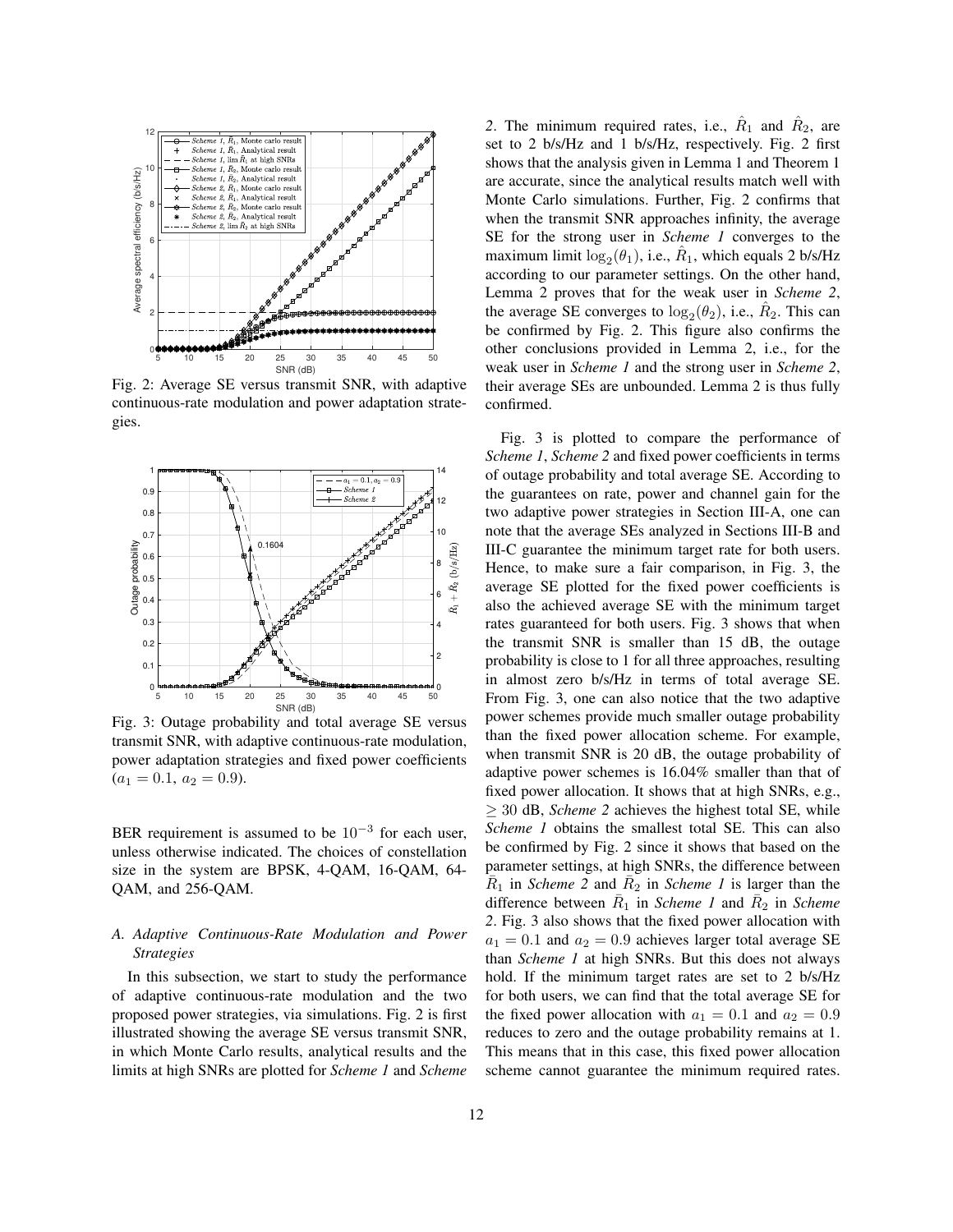Fig. 2: Average SE versus transmit SNR, with adaptive continuous-rate modulation and power adaptation strategies.

Fig. 3: Outage probability and total average SE versus transmit SNR, with adaptive continuous-rate modulation, power adaptation strategies and fixed power coefficients ($a_1 = 0.1$, $a_2 = 0.9$).

BER requirement is assumed to be $10^{-3}$ for each user, unless otherwise indicated. The choices of constellation size in the system are BPSK, 4-QAM, 16-QAM, 64-QAM, and 256-QAM.

### *A. Adaptive Continuous-Rate Modulation and Power Strategies*

In this subsection, we start to study the performance of adaptive continuous-rate modulation and the two proposed power strategies, via simulations. Fig. 2 is first illustrated showing the average SE versus transmit SNR, in which Monte Carlo results, analytical results and the limits at high SNRs are plotted for *Scheme 1* and *Scheme 2*. The minimum required rates, i.e., $\hat{R}_1$ and $\hat{R}_2$, are set to 2 b/s/Hz and 1 b/s/Hz, respectively. Fig. 2 first shows that the analysis given in Lemma 1 and Theorem 1 are accurate, since the analytical results match well with Monte Carlo simulations. Further, Fig. 2 confirms that when the transmit SNR approaches infinity, the average SE for the strong user in *Scheme 1* converges to the maximum limit $\log_2(\theta_1)$, i.e., $\hat{R}_1$, which equals 2 b/s/Hz according to our parameter settings. On the other hand, Lemma 2 proves that for the weak user in *Scheme 2*, the average SE converges to $\log_2(\theta_2)$, i.e., $\hat{R}_2$. This can be confirmed by Fig. 2. This figure also confirms the other conclusions provided in Lemma 2, i.e., for the weak user in *Scheme 1* and the strong user in *Scheme 2*, their average SEs are unbounded. Lemma 2 is thus fully confirmed.

Fig. 3 is plotted to compare the performance of *Scheme 1*, *Scheme 2* and fixed power coefficients in terms of outage probability and total average SE. According to the guarantees on rate, power and channel gain for the two adaptive power strategies in Section III-A, one can note that the average SEs analyzed in Sections III-B and III-C guarantee the minimum target rate for both users. Hence, to make sure a fair comparison, in Fig. 3, the average SE plotted for the fixed power coefficients is also the achieved average SE with the minimum target rates guaranteed for both users. Fig. 3 shows that when the transmit SNR is smaller than 15 dB, the outage probability is close to 1 for all three approaches, resulting in almost zero b/s/Hz in terms of total average SE. From Fig. 3, one can also notice that the two adaptive power schemes provide much smaller outage probability than the fixed power allocation scheme. For example, when transmit SNR is 20 dB, the outage probability of adaptive power schemes is 16.04% smaller than that of fixed power allocation. It shows that at high SNRs, e.g., $\geq 30$ dB, *Scheme 2* achieves the highest total SE, while *Scheme 1* obtains the smallest total SE. This can also be confirmed by Fig. 2 since it shows that based on the parameter settings, at high SNRs, the difference between $\bar{R}_1$ in *Scheme 2* and $\bar{R}_2$ in *Scheme 1* is larger than the difference between $\bar{R}_1$ in *Scheme 1* and $\bar{R}_2$ in *Scheme 2*. Fig. 3 also shows that the fixed power allocation with $a_1 = 0.1$ and $a_2 = 0.9$ achieves larger total average SE than *Scheme 1* at high SNRs. But this does not always hold. If the minimum target rates are set to 2 b/s/Hz for both users, we can find that the total average SE for the fixed power allocation with $a_1 = 0.1$ and $a_2 = 0.9$ reduces to zero and the outage probability remains at 1. This means that in this case, this fixed power allocation scheme cannot guarantee the minimum required rates.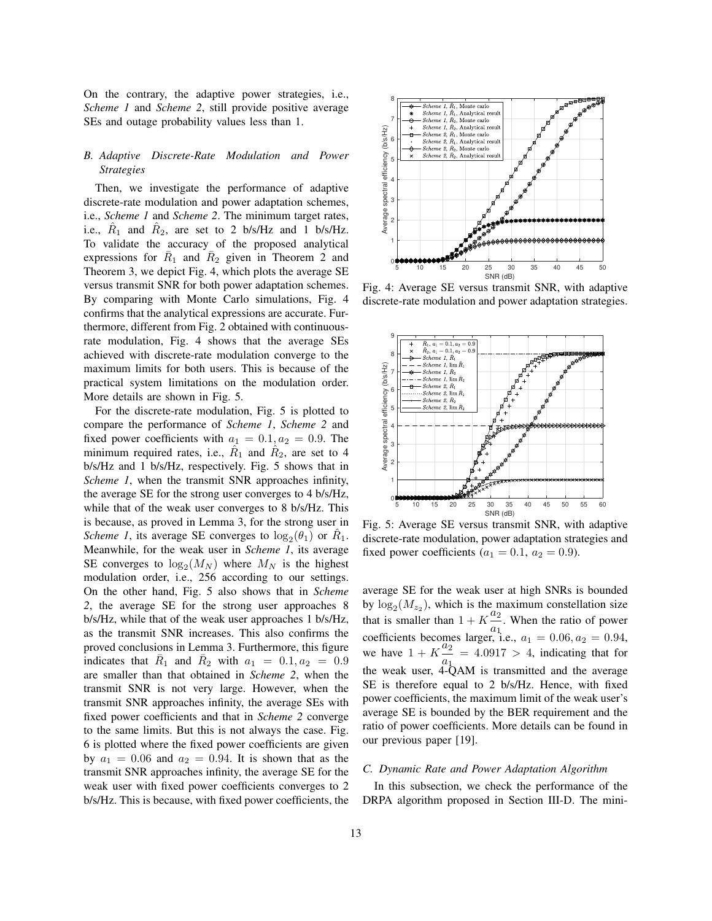On the contrary, the adaptive power strategies, i.e., *Scheme 1* and *Scheme 2*, still provide positive average SEs and outage probability values less than 1.

### B. Adaptive Discrete-Rate Modulation and Power Strategies

Then, we investigate the performance of adaptive discrete-rate modulation and power adaptation schemes, i.e., *Scheme 1* and *Scheme 2*. The minimum target rates, i.e., $\hat{R}_1$ and $\hat{R}_2$, are set to 2 b/s/Hz and 1 b/s/Hz. To validate the accuracy of the proposed analytical expressions for $\bar{R}_1$ and $\bar{R}_2$ given in Theorem 2 and Theorem 3, we depict Fig. 4, which plots the average SE versus transmit SNR for both power adaptation schemes. By comparing with Monte Carlo simulations, Fig. 4 confirms that the analytical expressions are accurate. Furthermore, different from Fig. 2 obtained with continuous-rate modulation, Fig. 4 shows that the average SEs achieved with discrete-rate modulation converge to the maximum limits for both users. This is because of the practical system limitations on the modulation order. More details are shown in Fig. 5.

For the discrete-rate modulation, Fig. 5 is plotted to compare the performance of *Scheme 1*, *Scheme 2* and fixed power coefficients with $a_1 = 0.1, a_2 = 0.9$. The minimum required rates, i.e., $\hat{R}_1$ and $\hat{R}_2$, are set to 4 b/s/Hz and 1 b/s/Hz, respectively. Fig. 5 shows that in *Scheme 1*, when the transmit SNR approaches infinity, the average SE for the strong user converges to 4 b/s/Hz, while that of the weak user converges to 8 b/s/Hz. This is because, as proved in Lemma 3, for the strong user in *Scheme 1*, its average SE converges to $\log_2(\theta_1)$ or $\hat{R}_1$. Meanwhile, for the weak user in *Scheme 1*, its average SE converges to $\log_2(M_N)$ where $M_N$ is the highest modulation order, i.e., 256 according to our settings. On the other hand, Fig. 5 also shows that in *Scheme 2*, the average SE for the strong user approaches 8 b/s/Hz, while that of the weak user approaches 1 b/s/Hz, as the transmit SNR increases. This also confirms the proved conclusions in Lemma 3. Furthermore, this figure indicates that $\bar{R}_1$ and $\bar{R}_2$ with $a_1 = 0.1, a_2 = 0.9$ are smaller than that obtained in *Scheme 2*, when the transmit SNR is not very large. However, when the transmit SNR approaches infinity, the average SEs with fixed power coefficients and that in *Scheme 2* converge to the same limits. But this is not always the case. Fig. 6 is plotted where the fixed power coefficients are given by $a_1 = 0.06$ and $a_2 = 0.94$. It is shown that as the transmit SNR approaches infinity, the average SE for the weak user with fixed power coefficients converges to 2 b/s/Hz. This is because, with fixed power coefficients, the average SE for the weak user at high SNRs is bounded by $\log_2(M_{z_2})$, which is the maximum constellation size that is smaller than $1 + K\frac{a_2}{a_1}$. When the ratio of power coefficients becomes larger, i.e., $a_1 = 0.06, a_2 = 0.94$, we have $1 + K\frac{a_2}{a_1} = 4.0917 > 4$, indicating that for the weak user, 4-QAM is transmitted and the average SE is therefore equal to 2 b/s/Hz. Hence, with fixed power coefficients, the maximum limit of the weak user's average SE is bounded by the BER requirement and the ratio of power coefficients. More details can be found in our previous paper [19].

Fig. 4: Average SE versus transmit SNR, with adaptive discrete-rate modulation and power adaptation strategies.

Fig. 5: Average SE versus transmit SNR, with adaptive discrete-rate modulation, power adaptation strategies and fixed power coefficients ($a_1 = 0.1$, $a_2 = 0.9$).

### C. Dynamic Rate and Power Adaptation Algorithm

In this subsection, we check the performance of the DRPA algorithm proposed in Section III-D. The mini-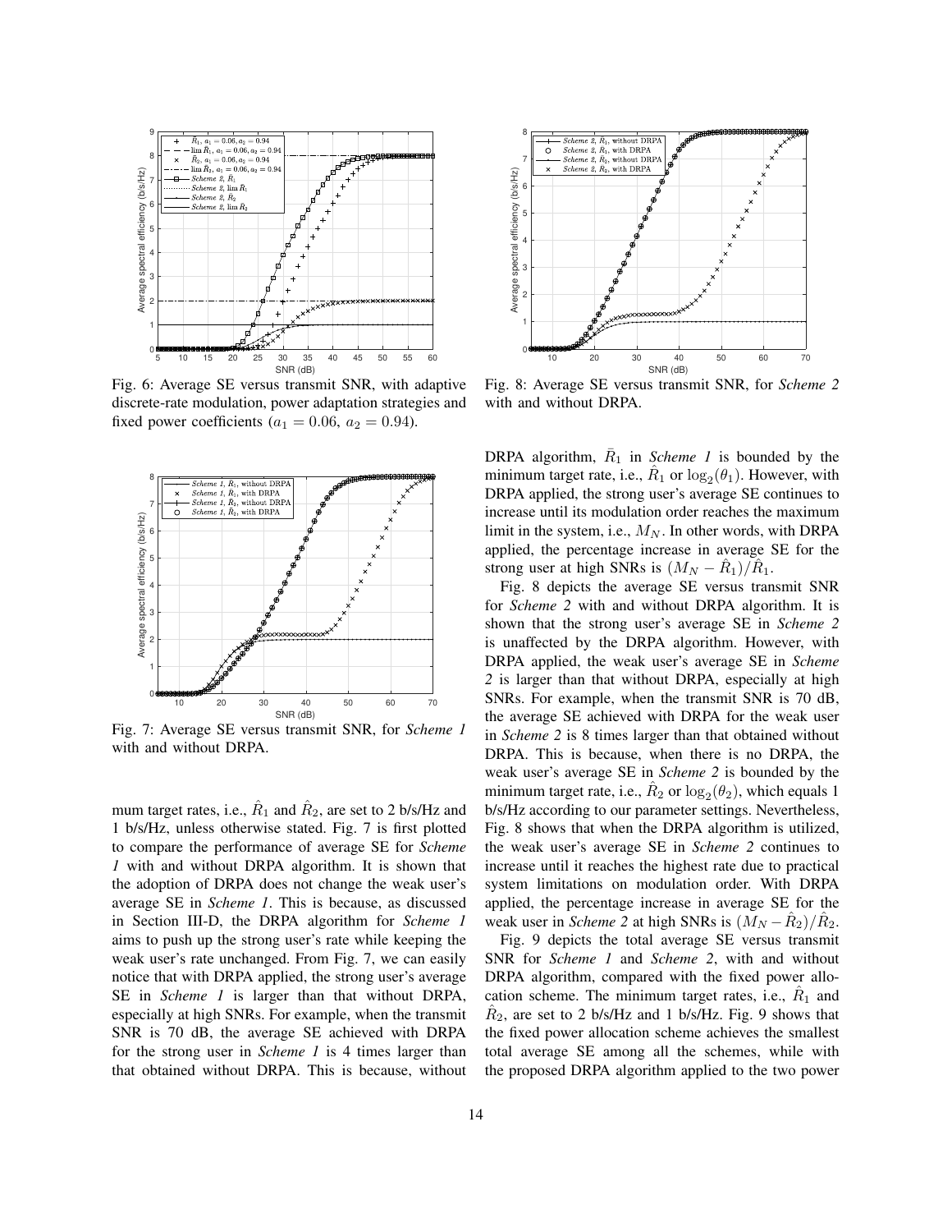Fig. 6: Average SE versus transmit SNR, with adaptive discrete-rate modulation, power adaptation strategies and fixed power coefficients ($a_1 = 0.06$, $a_2 = 0.94$).

Fig. 7: Average SE versus transmit SNR, for *Scheme 1* with and without DRPA.

mum target rates, i.e., $\hat{R}_1$ and $\hat{R}_2$, are set to 2 b/s/Hz and 1 b/s/Hz, unless otherwise stated. Fig. 7 is first plotted to compare the performance of average SE for *Scheme 1* with and without DRPA algorithm. It is shown that the adoption of DRPA does not change the weak user's average SE in *Scheme 1*. This is because, as discussed in Section III-D, the DRPA algorithm for *Scheme 1* aims to push up the strong user's rate while keeping the weak user's rate unchanged. From Fig. 7, we can easily notice that with DRPA applied, the strong user's average SE in *Scheme 1* is larger than that without DRPA, especially at high SNRs. For example, when the transmit SNR is 70 dB, the average SE achieved with DRPA for the strong user in *Scheme 1* is 4 times larger than that obtained without DRPA. This is because, without DRPA algorithm, $\bar{R}_1$ in *Scheme 1* is bounded by the minimum target rate, i.e., $\hat{R}_1$ or $\log_2(\theta_1)$. However, with DRPA applied, the strong user's average SE continues to increase until its modulation order reaches the maximum limit in the system, i.e., $M_N$. In other words, with DRPA applied, the percentage increase in average SE for the strong user at high SNRs is $(M_N - \hat{R}_1)/\hat{R}_1$.

Fig. 8: Average SE versus transmit SNR, for *Scheme 2* with and without DRPA.

Fig. 8 depicts the average SE versus transmit SNR for *Scheme 2* with and without DRPA algorithm. It is shown that the strong user's average SE in *Scheme 2* is unaffected by the DRPA algorithm. However, with DRPA applied, the weak user's average SE in *Scheme 2* is larger than that without DRPA, especially at high SNRs. For example, when the transmit SNR is 70 dB, the average SE achieved with DRPA for the weak user in *Scheme 2* is 8 times larger than that obtained without DRPA. This is because, when there is no DRPA, the weak user's average SE in *Scheme 2* is bounded by the minimum target rate, i.e., $\hat{R}_2$ or $\log_2(\theta_2)$, which equals 1 b/s/Hz according to our parameter settings. Nevertheless, Fig. 8 shows that when the DRPA algorithm is utilized, the weak user's average SE in *Scheme 2* continues to increase until it reaches the highest rate due to practical system limitations on modulation order. With DRPA applied, the percentage increase in average SE for the weak user in *Scheme 2* at high SNRs is $(M_N - \hat{R}_2)/\hat{R}_2$.

Fig. 9 depicts the total average SE versus transmit SNR for *Scheme 1* and *Scheme 2*, with and without DRPA algorithm, compared with the fixed power allocation scheme. The minimum target rates, i.e., $\hat{R}_1$ and $\hat{R}_2$, are set to 2 b/s/Hz and 1 b/s/Hz. Fig. 9 shows that the fixed power allocation scheme achieves the smallest total average SE among all the schemes, while with the proposed DRPA algorithm applied to the two power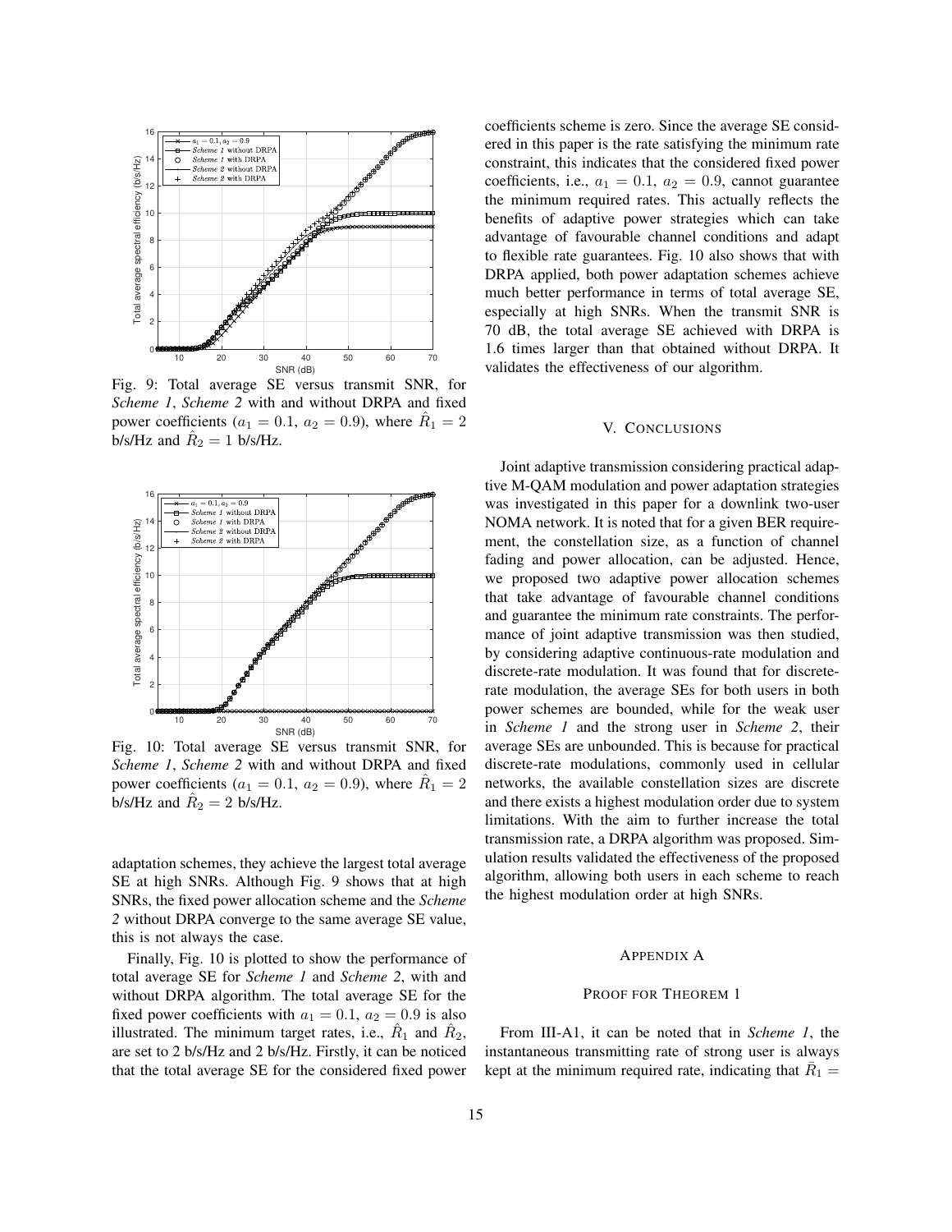Fig. 9: Total average SE versus transmit SNR, for *Scheme 1*, *Scheme 2* with and without DRPA and fixed power coefficients ($a_1 = 0.1$, $a_2 = 0.9$), where $\hat{R}_1 = 2$ b/s/Hz and $\hat{R}_2 = 1$ b/s/Hz.

Fig. 10: Total average SE versus transmit SNR, for *Scheme 1*, *Scheme 2* with and without DRPA and fixed power coefficients ($a_1 = 0.1$, $a_2 = 0.9$), where $\hat{R}_1 = 2$ b/s/Hz and $\hat{R}_2 = 2$ b/s/Hz.

adaptation schemes, they achieve the largest total average SE at high SNRs. Although Fig. 9 shows that at high SNRs, the fixed power allocation scheme and the *Scheme 2* without DRPA converge to the same average SE value, this is not always the case.

Finally, Fig. 10 is plotted to show the performance of total average SE for *Scheme 1* and *Scheme 2*, with and without DRPA algorithm. The total average SE for the fixed power coefficients with $a_1 = 0.1$, $a_2 = 0.9$ is also illustrated. The minimum target rates, i.e., $\hat{R}_1$ and $\hat{R}_2$, are set to 2 b/s/Hz and 2 b/s/Hz. Firstly, it can be noticed that the total average SE for the considered fixed power coefficients scheme is zero. Since the average SE considered in this paper is the rate satisfying the minimum rate constraint, this indicates that the considered fixed power coefficients, i.e., $a_1 = 0.1$, $a_2 = 0.9$, cannot guarantee the minimum required rates. This actually reflects the benefits of adaptive power strategies which can take advantage of favourable channel conditions and adapt to flexible rate guarantees. Fig. 10 also shows that with DRPA applied, both power adaptation schemes achieve much better performance in terms of total average SE, especially at high SNRs. When the transmit SNR is 70 dB, the total average SE achieved with DRPA is 1.6 times larger than that obtained without DRPA. It validates the effectiveness of our algorithm.

## V. Conclusions

Joint adaptive transmission considering practical adaptive M-QAM modulation and power adaptation strategies was investigated in this paper for a downlink two-user NOMA network. It is noted that for a given BER requirement, the constellation size, as a function of channel fading and power allocation, can be adjusted. Hence, we proposed two adaptive power allocation schemes that take advantage of favourable channel conditions and guarantee the minimum rate constraints. The performance of joint adaptive transmission was then studied, by considering adaptive continuous-rate modulation and discrete-rate modulation. It was found that for discrete-rate modulation, the average SEs for both users in both power schemes are bounded, while for the weak user in *Scheme 1* and the strong user in *Scheme 2*, their average SEs are unbounded. This is because for practical discrete-rate modulations, commonly used in cellular networks, the available constellation sizes are discrete and there exists a highest modulation order due to system limitations. With the aim to further increase the total transmission rate, a DRPA algorithm was proposed. Simulation results validated the effectiveness of the proposed algorithm, allowing both users in each scheme to reach the highest modulation order at high SNRs.

## Appendix A

### Proof for Theorem 1

From III-A1, it can be noted that in *Scheme 1*, the instantaneous transmitting rate of strong user is always kept at the minimum required rate, indicating that $\bar{R}_1 =$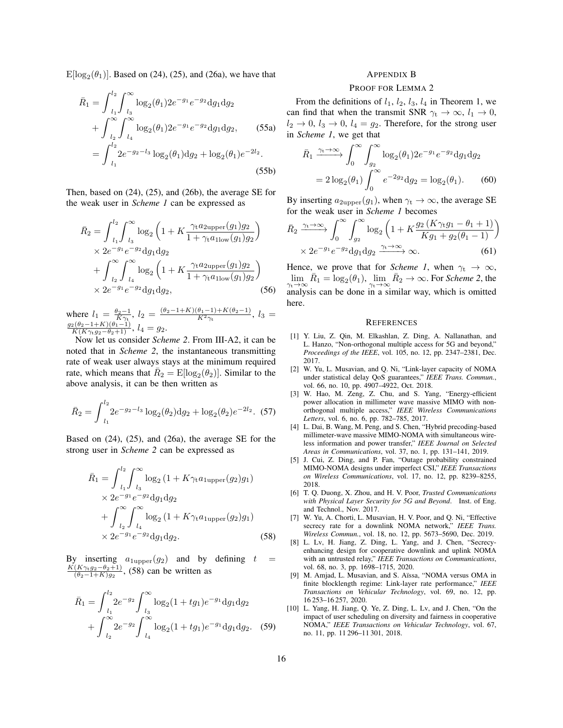$\mathrm{E}[\log_2(\theta_1)]$. Based on (24), (25), and (26a), we have that

$$
\begin{aligned}
\bar{R}_1 &= \int_{l_1}^{l_2}\int_{l_3}^{\infty} \log_2(\theta_1) 2e^{-g_1}e^{-g_2}\mathrm{d}g_1\mathrm{d}g_2 \\
&\quad + \int_{l_2}^{\infty}\int_{l_4}^{\infty} \log_2(\theta_1) 2e^{-g_1}e^{-g_2}\mathrm{d}g_1\mathrm{d}g_2, \qquad (55a)\\
&= \int_{l_1}^{l_2} 2e^{-g_2-l_3}\log_2(\theta_1)\mathrm{d}g_2 + \log_2(\theta_1)e^{-2l_2}. \qquad (55b)
\end{aligned}
$$

Then, based on (24), (25), and (26b), the average SE for the weak user in *Scheme 1* can be expressed as

$$
\begin{aligned}
\bar{R}_2 &= \int_{l_1}^{l_2}\int_{l_3}^{\infty} \log_2\left(1 + K\frac{\gamma_{\mathrm{t}} a_{2\mathrm{upper}}(g_1) g_2}{1+\gamma_{\mathrm{t}} a_{1\mathrm{low}}(g_1) g_2}\right) \\
&\quad \times 2e^{-g_1}e^{-g_2}\mathrm{d}g_1\mathrm{d}g_2 \\
&\quad + \int_{l_2}^{\infty}\int_{l_4}^{\infty} \log_2\left(1 + K\frac{\gamma_{\mathrm{t}} a_{2\mathrm{upper}}(g_1) g_2}{1+\gamma_{\mathrm{t}} a_{1\mathrm{low}}(g_1) g_2}\right) \\
&\quad \times 2e^{-g_1}e^{-g_2}\mathrm{d}g_1\mathrm{d}g_2, \qquad (56)
\end{aligned}
$$

where $l_1 = \frac{\theta_2-1}{K\gamma_{\mathrm{t}}}$, $l_2 = \frac{(\theta_2-1+K)(\theta_1-1)+K(\theta_2-1)}{K^2\gamma_{\mathrm{t}}}$, $l_3 = \frac{g_2(\theta_2-1+K)(\theta_1-1)}{K(K\gamma_{\mathrm{t}} g_2-\theta_2+1)}$, $l_4 = g_2$.

Now let us consider *Scheme 2*. From III-A2, it can be noted that in *Scheme 2*, the instantaneous transmitting rate of weak user always stays at the minimum required rate, which means that $\bar{R}_2 = \mathrm{E}[\log_2(\theta_2)]$. Similar to the above analysis, it can be then written as

$$
\bar{R}_2 = \int_{l_1}^{l_2} 2e^{-g_2-l_3}\log_2(\theta_2)\mathrm{d}g_2 + \log_2(\theta_2)e^{-2l_2}. \quad (57)
$$

Based on (24), (25), and (26a), the average SE for the strong user in *Scheme 2* can be expressed as

$$
\begin{aligned}
\bar{R}_1 &= \int_{l_1}^{l_2}\int_{l_3}^{\infty} \log_2\left(1 + K\gamma_{\mathrm{t}} a_{1\mathrm{upper}}(g_2) g_1\right) \\
&\quad \times 2e^{-g_1}e^{-g_2}\mathrm{d}g_1\mathrm{d}g_2 \\
&\quad + \int_{l_2}^{\infty}\int_{l_4}^{\infty} \log_2\left(1 + K\gamma_{\mathrm{t}} a_{1\mathrm{upper}}(g_2) g_1\right) \\
&\quad \times 2e^{-g_1}e^{-g_2}\mathrm{d}g_1\mathrm{d}g_2. \qquad (58)
\end{aligned}
$$

By inserting $a_{1\mathrm{upper}}(g_2)$ and by defining $t = \frac{K(K\gamma_{\mathrm{t}} g_2-\theta_2+1)}{(\theta_2-1+K)g_2}$, (58) can be written as

$$
\begin{aligned}
\bar{R}_1 &= \int_{l_1}^{l_2} 2e^{-g_2}\int_{l_3}^{\infty} \log_2(1+tg_1)e^{-g_1}\mathrm{d}g_1\mathrm{d}g_2 \\
&\quad + \int_{l_2}^{\infty} 2e^{-g_2}\int_{l_4}^{\infty} \log_2(1+tg_1)e^{-g_1}\mathrm{d}g_1\mathrm{d}g_2. \quad (59)
\end{aligned}
$$

## Appendix B
## Proof for Lemma 2

From the definitions of $l_1$, $l_2$, $l_3$, $l_4$ in Theorem 1, we can find that when the transmit SNR $\gamma_{\mathrm{t}} \to \infty$, $l_1 \to 0$, $l_2 \to 0$, $l_3 \to 0$, $l_4 = g_2$. Therefore, for the strong user in *Scheme 1*, we get that

$$
\begin{aligned}
\bar{R}_1 &\xrightarrow{\gamma_{\mathrm{t}}\to\infty} \int_{0}^{\infty}\int_{g_2}^{\infty} \log_2(\theta_1) 2e^{-g_1}e^{-g_2}\mathrm{d}g_1\mathrm{d}g_2 \\
&= 2\log_2(\theta_1)\int_{0}^{\infty} e^{-2g_2}\mathrm{d}g_2 = \log_2(\theta_1). \qquad (60)
\end{aligned}
$$

By inserting $a_{2\mathrm{upper}}(g_1)$, when $\gamma_{\mathrm{t}} \to \infty$, the average SE for the weak user in *Scheme 1* becomes

$$
\begin{aligned}
\bar{R}_2 &\xrightarrow{\gamma_{\mathrm{t}}\to\infty} \int_{0}^{\infty}\int_{g_2}^{\infty} \log_2\left(1 + K\frac{g_2\left(K\gamma_{\mathrm{t}} g_1-\theta_1+1\right)}{Kg_1+g_2(\theta_1-1)}\right) \\
&\quad \times 2e^{-g_1}e^{-g_2}\mathrm{d}g_1\mathrm{d}g_2 \xrightarrow{\gamma_{\mathrm{t}}\to\infty} \infty. \qquad (61)
\end{aligned}
$$

Hence, we prove that for *Scheme 1*, when $\gamma_{\mathrm{t}} \to \infty$, $\lim\limits_{\gamma_{\mathrm{t}}\to\infty} \bar{R}_1 = \log_2(\theta_1)$, $\lim\limits_{\gamma_{\mathrm{t}}\to\infty} \bar{R}_2 \to \infty$. For *Scheme 2*, the analysis can be done in a similar way, which is omitted here.

## References

[1] Y. Liu, Z. Qin, M. Elkashlan, Z. Ding, A. Nallanathan, and L. Hanzo, "Non-orthogonal multiple access for 5G and beyond," *Proceedings of the IEEE*, vol. 105, no. 12, pp. 2347–2381, Dec. 2017.

[2] W. Yu, L. Musavian, and Q. Ni, "Link-layer capacity of NOMA under statistical delay QoS guarantees," *IEEE Trans. Commun.*, vol. 66, no. 10, pp. 4907–4922, Oct. 2018.

[3] W. Hao, M. Zeng, Z. Chu, and S. Yang, "Energy-efficient power allocation in millimeter wave massive MIMO with non-orthogonal multiple access," *IEEE Wireless Communications Letters*, vol. 6, no. 6, pp. 782–785, 2017.

[4] L. Dai, B. Wang, M. Peng, and S. Chen, "Hybrid precoding-based millimeter-wave massive MIMO-NOMA with simultaneous wireless information and power transfer," *IEEE Journal on Selected Areas in Communications*, vol. 37, no. 1, pp. 131–141, 2019.

[5] J. Cui, Z. Ding, and P. Fan, "Outage probability constrained MIMO-NOMA designs under imperfect CSI," *IEEE Transactions on Wireless Communications*, vol. 17, no. 12, pp. 8239–8255, 2018.

[6] T. Q. Duong, X. Zhou, and H. V. Poor, *Trusted Communications with Physical Layer Security for 5G and Beyond*. Inst. of Eng. and Technol., Nov. 2017.

[7] W. Yu, A. Chorti, L. Musavian, H. V. Poor, and Q. Ni, "Effective secrecy rate for a downlink NOMA network," *IEEE Trans. Wireless Commun.*, vol. 18, no. 12, pp. 5673–5690, Dec. 2019.

[8] L. Lv, H. Jiang, Z. Ding, L. Yang, and J. Chen, "Secrecy-enhancing design for cooperative downlink and uplink NOMA with an untrusted relay," *IEEE Transactions on Communications*, vol. 68, no. 3, pp. 1698–1715, 2020.

[9] M. Amjad, L. Musavian, and S. Aïssa, "NOMA versus OMA in finite blocklength regime: Link-layer rate performance," *IEEE Transactions on Vehicular Technology*, vol. 69, no. 12, pp. 16 253–16 257, 2020.

[10] L. Yang, H. Jiang, Q. Ye, Z. Ding, L. Lv, and J. Chen, "On the impact of user scheduling on diversity and fairness in cooperative NOMA," *IEEE Transactions on Vehicular Technology*, vol. 67, no. 11, pp. 11 296–11 301, 2018.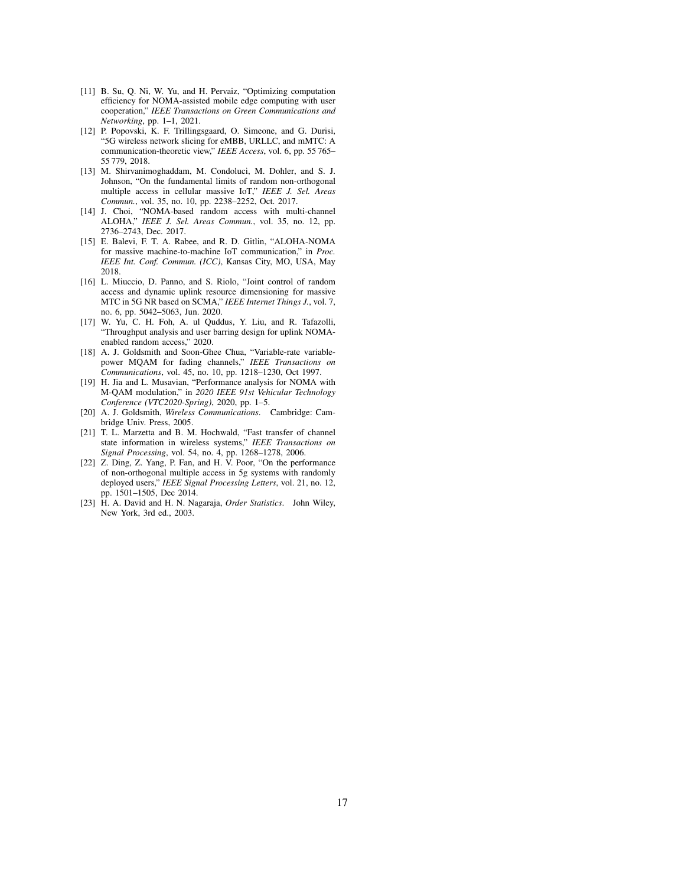[11] B. Su, Q. Ni, W. Yu, and H. Pervaiz, "Optimizing computation efficiency for NOMA-assisted mobile edge computing with user cooperation," *IEEE Transactions on Green Communications and Networking*, pp. 1–1, 2021.

[12] P. Popovski, K. F. Trillingsgaard, O. Simeone, and G. Durisi, "5G wireless network slicing for eMBB, URLLC, and mMTC: A communication-theoretic view," *IEEE Access*, vol. 6, pp. 55 765–55 779, 2018.

[13] M. Shirvanimoghaddam, M. Condoluci, M. Dohler, and S. J. Johnson, "On the fundamental limits of random non-orthogonal multiple access in cellular massive IoT," *IEEE J. Sel. Areas Commun.*, vol. 35, no. 10, pp. 2238–2252, Oct. 2017.

[14] J. Choi, "NOMA-based random access with multi-channel ALOHA," *IEEE J. Sel. Areas Commun.*, vol. 35, no. 12, pp. 2736–2743, Dec. 2017.

[15] E. Balevi, F. T. A. Rabee, and R. D. Gitlin, "ALOHA-NOMA for massive machine-to-machine IoT communication," in *Proc. IEEE Int. Conf. Commun. (ICC)*, Kansas City, MO, USA, May 2018.

[16] L. Miuccio, D. Panno, and S. Riolo, "Joint control of random access and dynamic uplink resource dimensioning for massive MTC in 5G NR based on SCMA," *IEEE Internet Things J.*, vol. 7, no. 6, pp. 5042–5063, Jun. 2020.

[17] W. Yu, C. H. Foh, A. ul Quddus, Y. Liu, and R. Tafazolli, "Throughput analysis and user barring design for uplink NOMA-enabled random access," 2020.

[18] A. J. Goldsmith and Soon-Ghee Chua, "Variable-rate variable-power MQAM for fading channels," *IEEE Transactions on Communications*, vol. 45, no. 10, pp. 1218–1230, Oct 1997.

[19] H. Jia and L. Musavian, "Performance analysis for NOMA with M-QAM modulation," in *2020 IEEE 91st Vehicular Technology Conference (VTC2020-Spring)*, 2020, pp. 1–5.

[20] A. J. Goldsmith, *Wireless Communications*. Cambridge: Cambridge Univ. Press, 2005.

[21] T. L. Marzetta and B. M. Hochwald, "Fast transfer of channel state information in wireless systems," *IEEE Transactions on Signal Processing*, vol. 54, no. 4, pp. 1268–1278, 2006.

[22] Z. Ding, Z. Yang, P. Fan, and H. V. Poor, "On the performance of non-orthogonal multiple access in 5g systems with randomly deployed users," *IEEE Signal Processing Letters*, vol. 21, no. 12, pp. 1501–1505, Dec 2014.

[23] H. A. David and H. N. Nagaraja, *Order Statistics*. John Wiley, New York, 3rd ed., 2003.